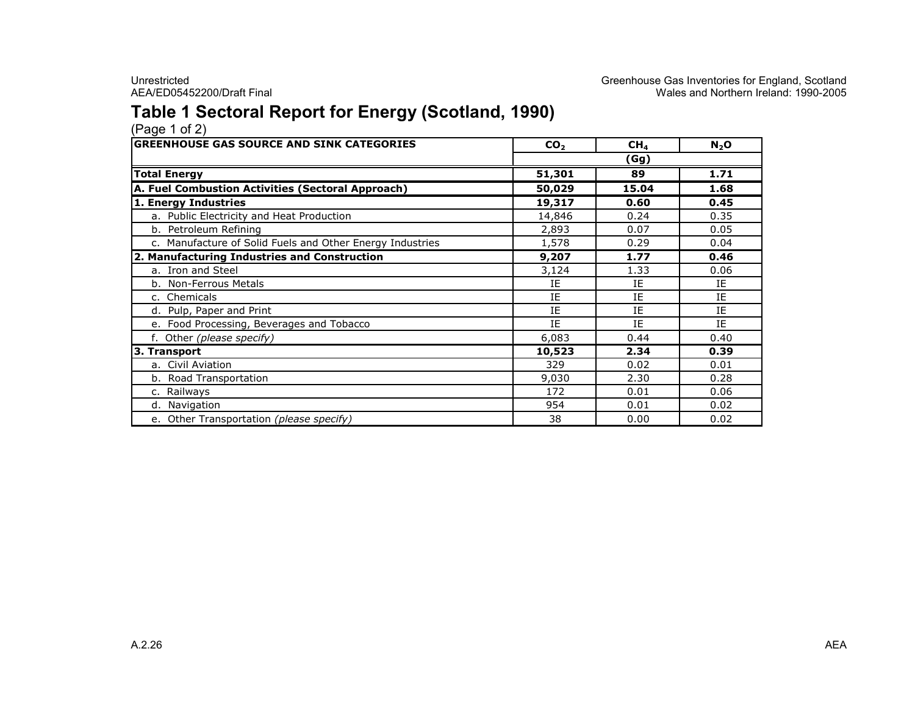# Table 1 Sectoral Report for Energy (Scotland, 1990)

(Page 1 of 2)

| GREENHOUSE GAS SOURCE AND SINK CATEGORIES | $CO_2$ | $CH_4$ | $N_2O$ |
|---|---|---|---|
| | (Gg) | | |
| **Total Energy** | **51,301** | **89** | **1.71** |
| **A. Fuel Combustion Activities (Sectoral Approach)** | **50,029** | **15.04** | **1.68** |
| **1. Energy Industries** | **19,317** | **0.60** | **0.45** |
| a. Public Electricity and Heat Production | 14,846 | 0.24 | 0.35 |
| b. Petroleum Refining | 2,893 | 0.07 | 0.05 |
| c. Manufacture of Solid Fuels and Other Energy Industries | 1,578 | 0.29 | 0.04 |
| **2. Manufacturing Industries and Construction** | **9,207** | **1.77** | **0.46** |
| a. Iron and Steel | 3,124 | 1.33 | 0.06 |
| b. Non-Ferrous Metals | IE | IE | IE |
| c. Chemicals | IE | IE | IE |
| d. Pulp, Paper and Print | IE | IE | IE |
| e. Food Processing, Beverages and Tobacco | IE | IE | IE |
| f. Other *(please specify)* | 6,083 | 0.44 | 0.40 |
| **3. Transport** | **10,523** | **2.34** | **0.39** |
| a. Civil Aviation | 329 | 0.02 | 0.01 |
| b. Road Transportation | 9,030 | 2.30 | 0.28 |
| c. Railways | 172 | 0.01 | 0.06 |
| d. Navigation | 954 | 0.01 | 0.02 |
| e. Other Transportation *(please specify)* | 38 | 0.00 | 0.02 |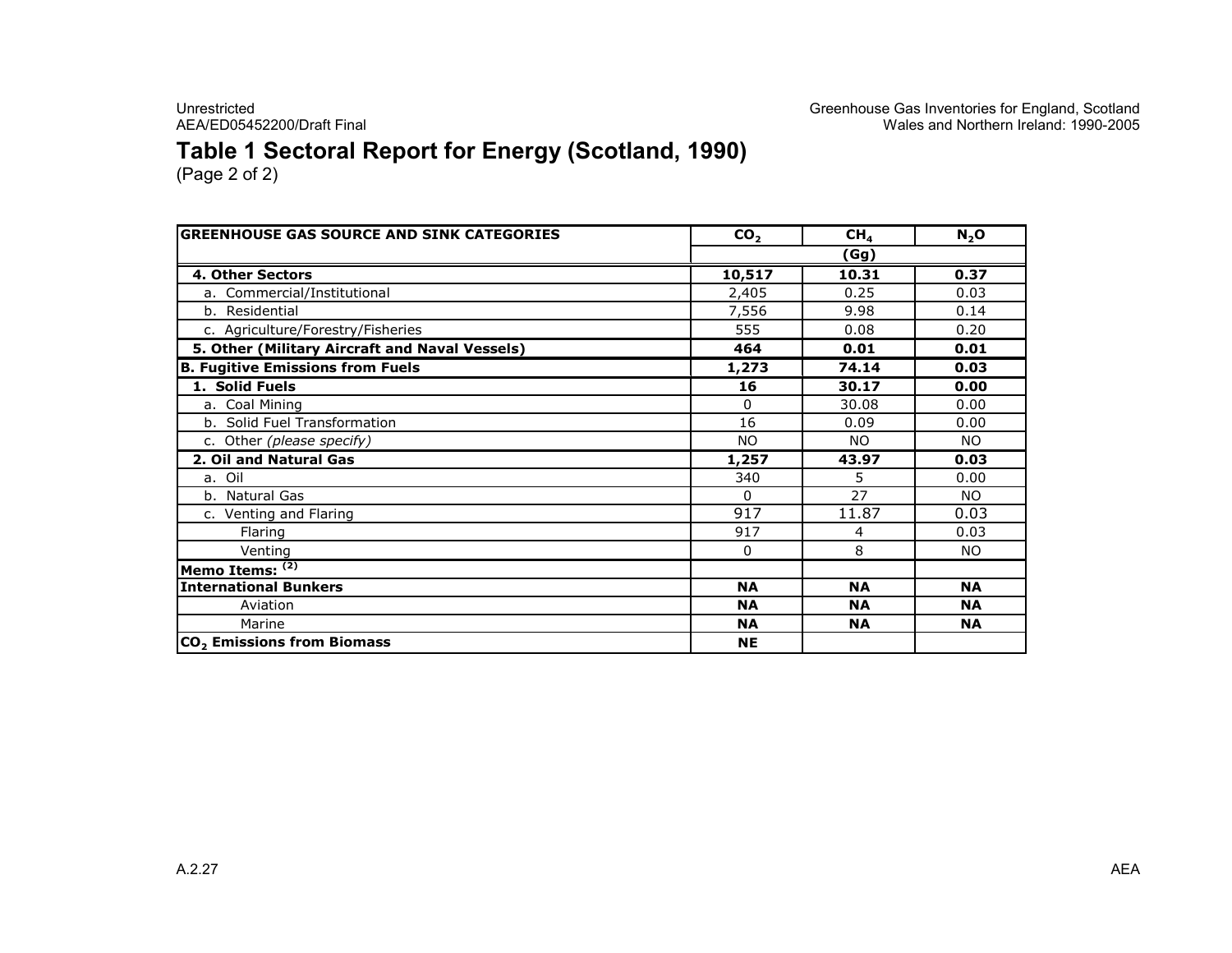# Table 1 Sectoral Report for Energy (Scotland, 1990)

(Page 2 of 2)

| GREENHOUSE GAS SOURCE AND SINK CATEGORIES | $CO_2$ | $CH_4$ | $N_2O$ |
|---|---|---|---|
| | | (Gg) | |
| **4. Other Sectors** | **10,517** | **10.31** | **0.37** |
| a. Commercial/Institutional | 2,405 | 0.25 | 0.03 |
| b. Residential | 7,556 | 9.98 | 0.14 |
| c. Agriculture/Forestry/Fisheries | 555 | 0.08 | 0.20 |
| **5. Other (Military Aircraft and Naval Vessels)** | **464** | **0.01** | **0.01** |
| **B. Fugitive Emissions from Fuels** | **1,273** | **74.14** | **0.03** |
| **1. Solid Fuels** | **16** | **30.17** | **0.00** |
| a. Coal Mining | 0 | 30.08 | 0.00 |
| b. Solid Fuel Transformation | 16 | 0.09 | 0.00 |
| c. Other *(please specify)* | NO | NO | NO |
| **2. Oil and Natural Gas** | **1,257** | **43.97** | **0.03** |
| a. Oil | 340 | 5 | 0.00 |
| b. Natural Gas | 0 | 27 | NO |
| c. Venting and Flaring | 917 | 11.87 | 0.03 |
| Flaring | 917 | 4 | 0.03 |
| Venting | 0 | 8 | NO |
| **Memo Items:** [(2)] | | | |
| **International Bunkers** | **NA** | **NA** | **NA** |
| Aviation | **NA** | **NA** | **NA** |
| Marine | **NA** | **NA** | **NA** |
| **$CO_2$ Emissions from Biomass** | **NE** | | |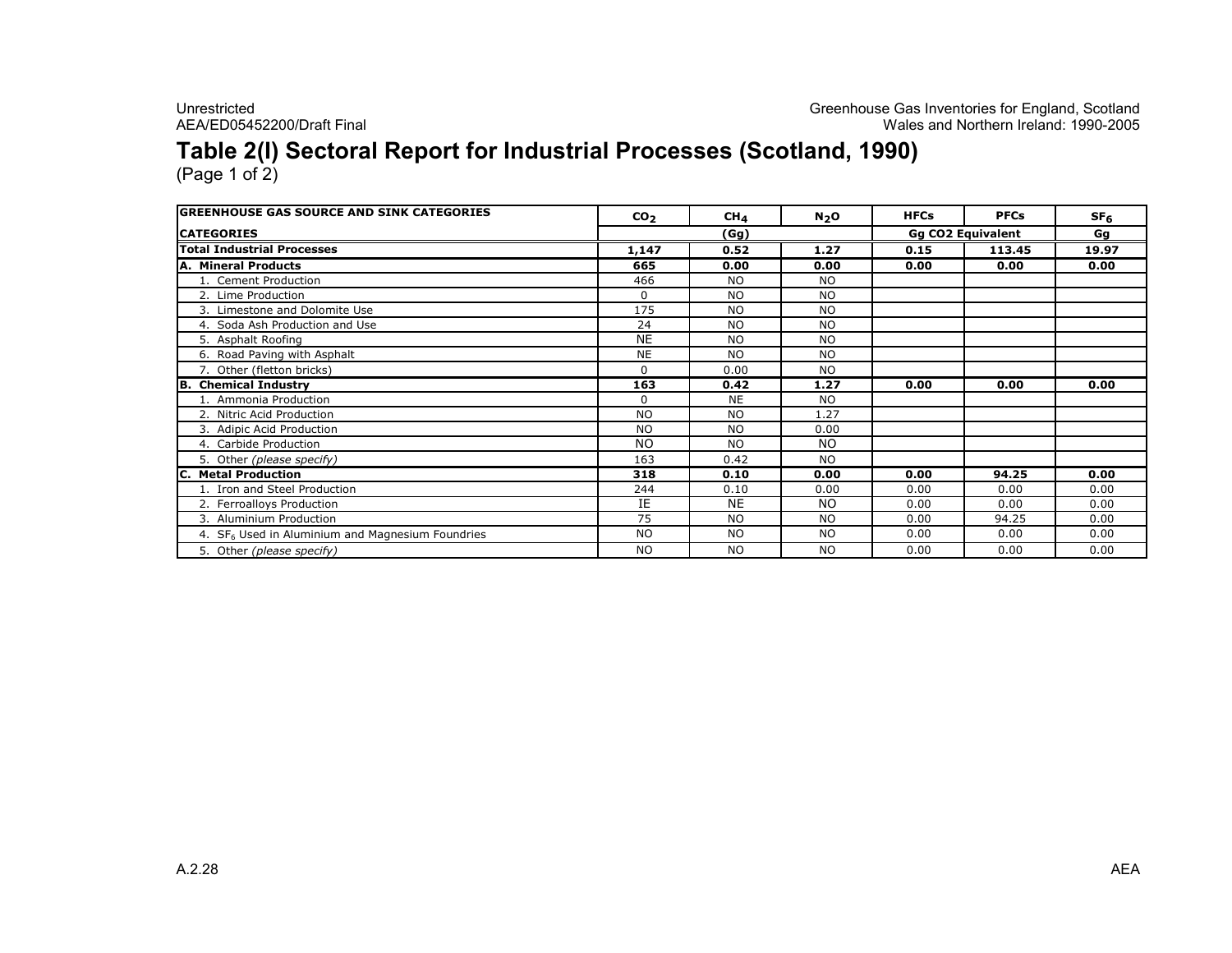# Table 2(I) Sectoral Report for Industrial Processes (Scotland, 1990)

(Page 1 of 2)

| GREENHOUSE GAS SOURCE AND SINK CATEGORIES | $CO_2$ | $CH_4$ | $N_2O$ | HFCs | PFCs | $SF_6$ |
|---|---|---|---|---|---|---|
| **CATEGORIES** | | (Gg) | | Gg CO2 Equivalent | | Gg |
| **Total Industrial Processes** | **1,147** | **0.52** | **1.27** | **0.15** | **113.45** | **19.97** |
| **A. Mineral Products** | **665** | **0.00** | **0.00** | **0.00** | **0.00** | **0.00** |
| 1. Cement Production | 466 | NO | NO | | | |
| 2. Lime Production | 0 | NO | NO | | | |
| 3. Limestone and Dolomite Use | 175 | NO | NO | | | |
| 4. Soda Ash Production and Use | 24 | NO | NO | | | |
| 5. Asphalt Roofing | NE | NO | NO | | | |
| 6. Road Paving with Asphalt | NE | NO | NO | | | |
| 7. Other (fletton bricks) | 0 | 0.00 | NO | | | |
| **B. Chemical Industry** | **163** | **0.42** | **1.27** | **0.00** | **0.00** | **0.00** |
| 1. Ammonia Production | 0 | NE | NO | | | |
| 2. Nitric Acid Production | NO | NO | 1.27 | | | |
| 3. Adipic Acid Production | NO | NO | 0.00 | | | |
| 4. Carbide Production | NO | NO | NO | | | |
| 5. Other *(please specify)* | 163 | 0.42 | NO | | | |
| **C. Metal Production** | **318** | **0.10** | **0.00** | **0.00** | **94.25** | **0.00** |
| 1. Iron and Steel Production | 244 | 0.10 | 0.00 | 0.00 | 0.00 | 0.00 |
| 2. Ferroalloys Production | IE | NE | NO | 0.00 | 0.00 | 0.00 |
| 3. Aluminium Production | 75 | NO | NO | 0.00 | 94.25 | 0.00 |
| 4. $SF_6$ Used in Aluminium and Magnesium Foundries | NO | NO | NO | 0.00 | 0.00 | 0.00 |
| 5. Other *(please specify)* | NO | NO | NO | 0.00 | 0.00 | 0.00 |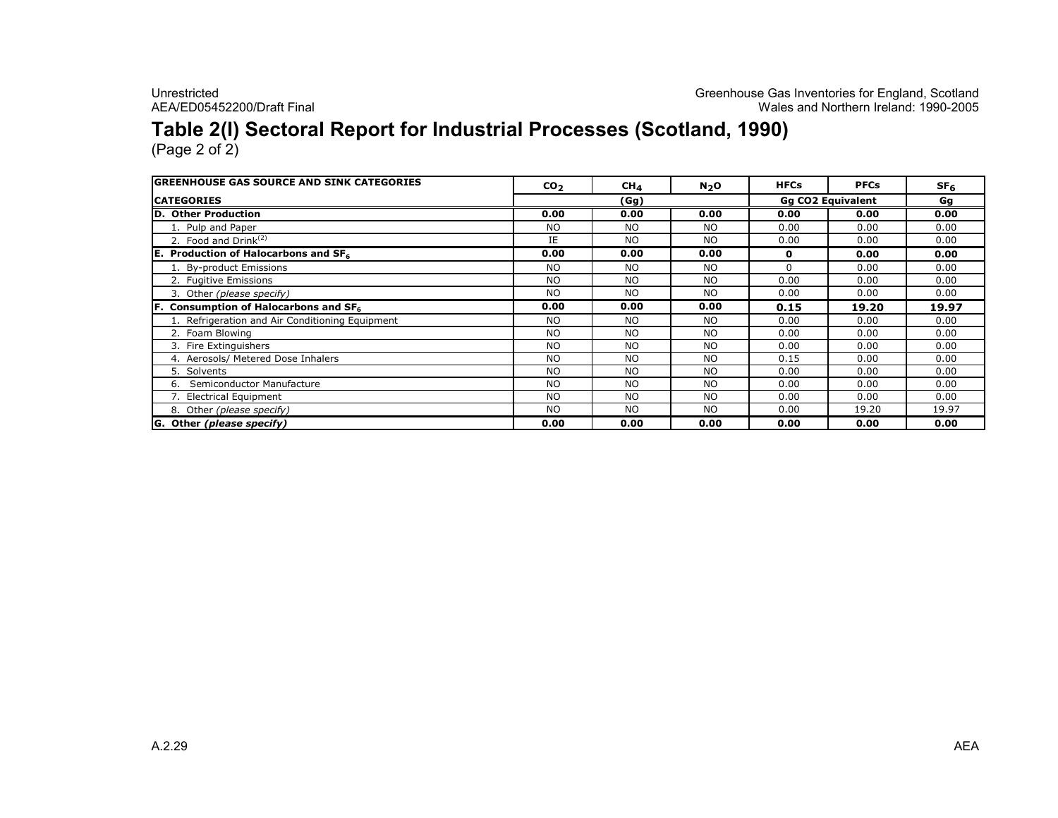# Table 2(I) Sectoral Report for Industrial Processes (Scotland, 1990)

(Page 2 of 2)

| GREENHOUSE GAS SOURCE AND SINK CATEGORIES | $CO_2$ | $CH_4$ | $N_2O$ | HFCs | PFCs | $SF_6$ |
|---|---|---|---|---|---|---|
| **CATEGORIES** | | **(Gg)** | | **Gg CO2 Equivalent** | | **Gg** |
| **D. Other Production** | **0.00** | **0.00** | **0.00** | **0.00** | **0.00** | **0.00** |
| 1. Pulp and Paper | NO | NO | NO | 0.00 | 0.00 | 0.00 |
| 2. Food and Drink[(2)] | IE | NO | NO | 0.00 | 0.00 | 0.00 |
| **E. Production of Halocarbons and $SF_6$** | **0.00** | **0.00** | **0.00** | **0** | **0.00** | **0.00** |
| 1. By-product Emissions | NO | NO | NO | 0 | 0.00 | 0.00 |
| 2. Fugitive Emissions | NO | NO | NO | 0.00 | 0.00 | 0.00 |
| 3. Other *(please specify)* | NO | NO | NO | 0.00 | 0.00 | 0.00 |
| **F. Consumption of Halocarbons and $SF_6$** | **0.00** | **0.00** | **0.00** | **0.15** | **19.20** | **19.97** |
| 1. Refrigeration and Air Conditioning Equipment | NO | NO | NO | 0.00 | 0.00 | 0.00 |
| 2. Foam Blowing | NO | NO | NO | 0.00 | 0.00 | 0.00 |
| 3. Fire Extinguishers | NO | NO | NO | 0.00 | 0.00 | 0.00 |
| 4. Aerosols/ Metered Dose Inhalers | NO | NO | NO | 0.15 | 0.00 | 0.00 |
| 5. Solvents | NO | NO | NO | 0.00 | 0.00 | 0.00 |
| 6. Semiconductor Manufacture | NO | NO | NO | 0.00 | 0.00 | 0.00 |
| 7. Electrical Equipment | NO | NO | NO | 0.00 | 0.00 | 0.00 |
| 8. Other *(please specify)* | NO | NO | NO | 0.00 | 19.20 | 19.97 |
| **G. Other *(please specify)*** | **0.00** | **0.00** | **0.00** | **0.00** | **0.00** | **0.00** |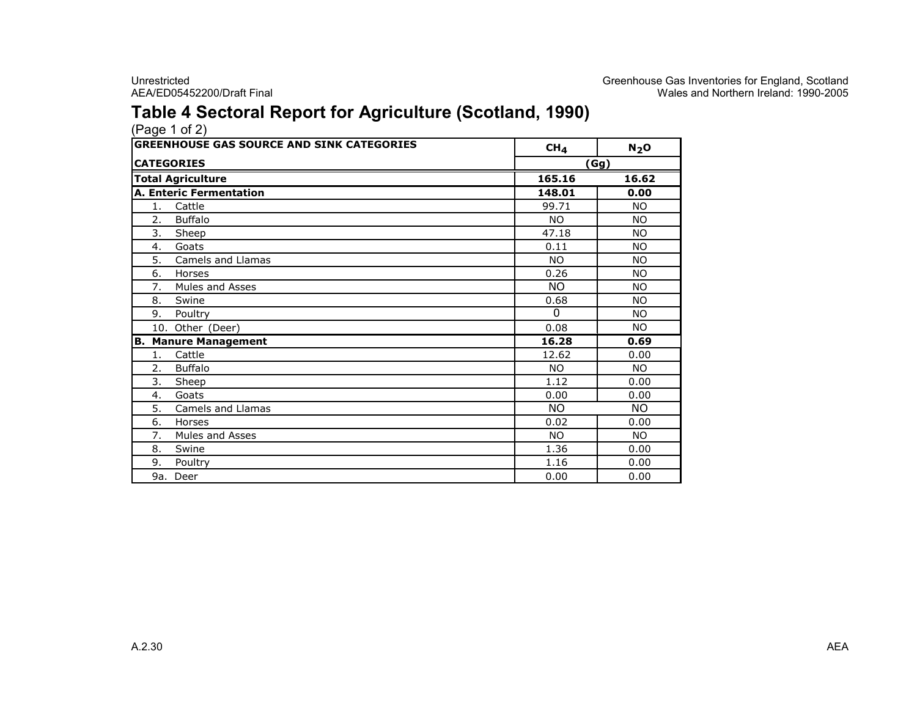# Table 4 Sectoral Report for Agriculture (Scotland, 1990)

(Page 1 of 2)

| GREENHOUSE GAS SOURCE AND SINK CATEGORIES | $CH_4$ | $N_2O$ |
|---|---|---|
| **CATEGORIES** | (Gg) | |
| **Total Agriculture** | **165.16** | **16.62** |
| **A. Enteric Fermentation** | **148.01** | **0.00** |
| 1. Cattle | 99.71 | NO |
| 2. Buffalo | NO | NO |
| 3. Sheep | 47.18 | NO |
| 4. Goats | 0.11 | NO |
| 5. Camels and Llamas | NO | NO |
| 6. Horses | 0.26 | NO |
| 7. Mules and Asses | NO | NO |
| 8. Swine | 0.68 | NO |
| 9. Poultry | 0 | NO |
| 10. Other (Deer) | 0.08 | NO |
| **B. Manure Management** | **16.28** | **0.69** |
| 1. Cattle | 12.62 | 0.00 |
| 2. Buffalo | NO | NO |
| 3. Sheep | 1.12 | 0.00 |
| 4. Goats | 0.00 | 0.00 |
| 5. Camels and Llamas | NO | NO |
| 6. Horses | 0.02 | 0.00 |
| 7. Mules and Asses | NO | NO |
| 8. Swine | 1.36 | 0.00 |
| 9. Poultry | 1.16 | 0.00 |
| 9a. Deer | 0.00 | 0.00 |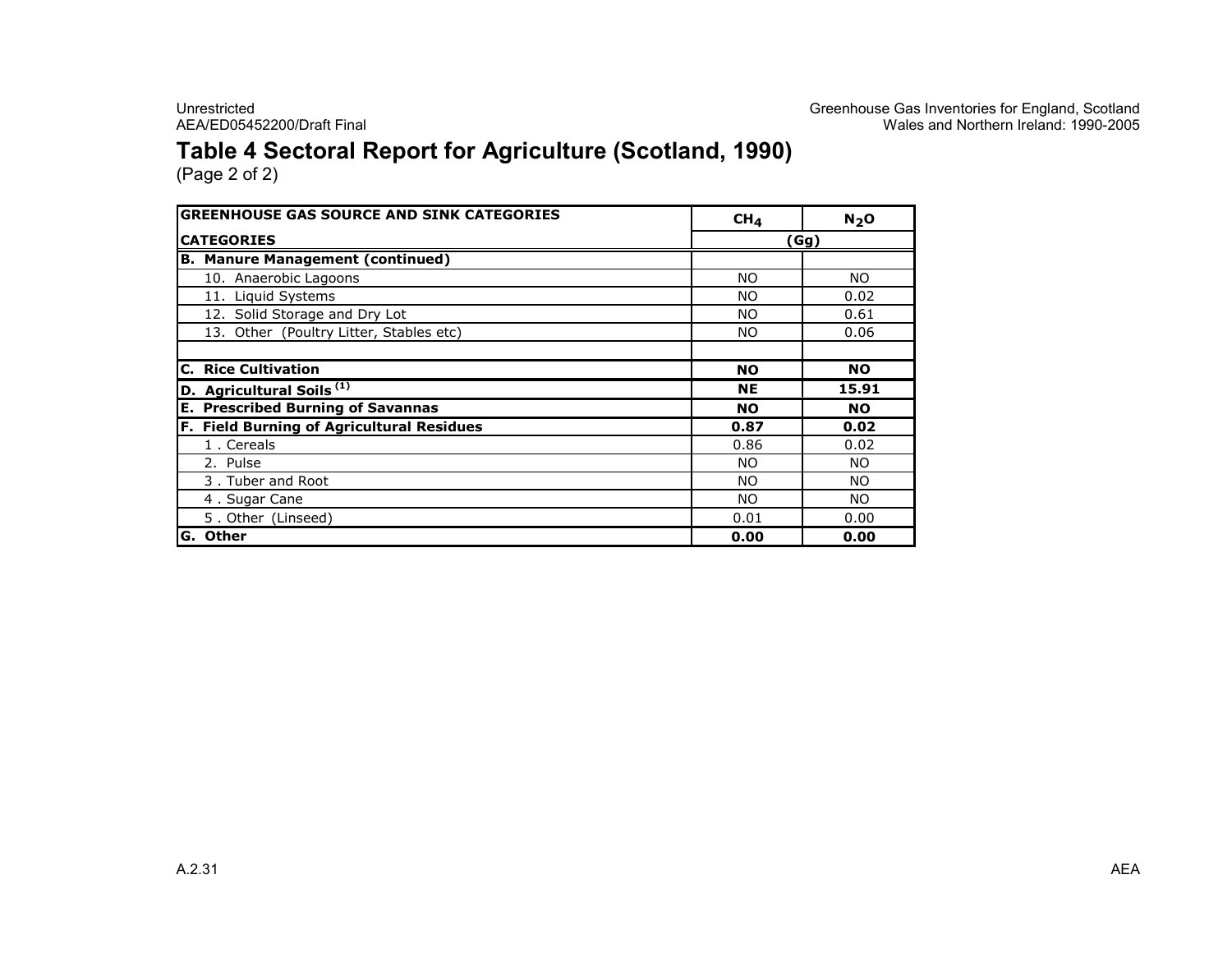## Table 4 Sectoral Report for Agriculture (Scotland, 1990)

(Page 2 of 2)

| GREENHOUSE GAS SOURCE AND SINK CATEGORIES | $CH_4$ | $N_2O$ |
|---|---|---|
| **CATEGORIES** | **(Gg)** | |
| **B. Manure Management (continued)** | | |
| 10. Anaerobic Lagoons | NO | NO |
| 11. Liquid Systems | NO | 0.02 |
| 12. Solid Storage and Dry Lot | NO | 0.61 |
| 13. Other (Poultry Litter, Stables etc) | NO | 0.06 |
| | | |
| **C. Rice Cultivation** | **NO** | **NO** |
| **D. Agricultural Soils [(1)]** | **NE** | **15.91** |
| **E. Prescribed Burning of Savannas** | **NO** | **NO** |
| **F. Field Burning of Agricultural Residues** | **0.87** | **0.02** |
| 1 . Cereals | 0.86 | 0.02 |
| 2. Pulse | NO | NO |
| 3 . Tuber and Root | NO | NO |
| 4 . Sugar Cane | NO | NO |
| 5 . Other (Linseed) | 0.01 | 0.00 |
| **G. Other** | **0.00** | **0.00** |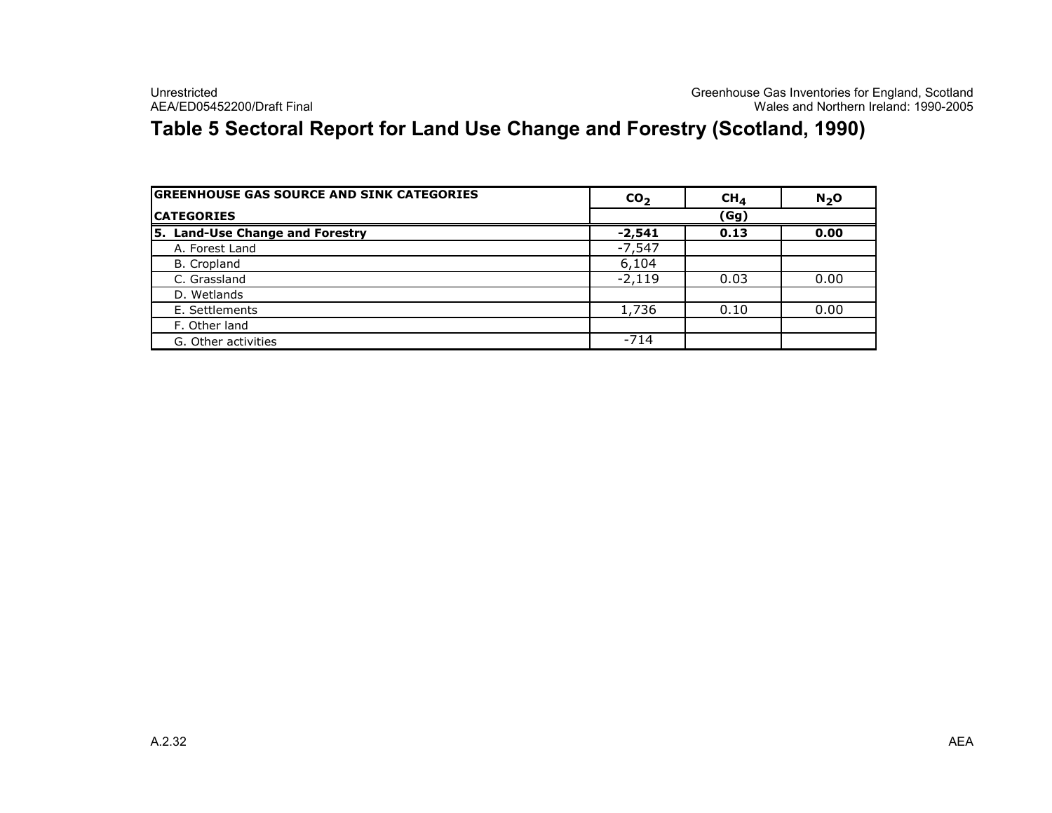# Table 5 Sectoral Report for Land Use Change and Forestry (Scotland, 1990)

| GREENHOUSE GAS SOURCE AND SINK CATEGORIES | $CO_2$ | $CH_4$ | $N_2O$ |
|---|---|---|---|
| CATEGORIES | (Gg) | | |
| **5. Land-Use Change and Forestry** | **-2,541** | **0.13** | **0.00** |
| A. Forest Land | -7,547 | | |
| B. Cropland | 6,104 | | |
| C. Grassland | -2,119 | 0.03 | 0.00 |
| D. Wetlands | | | |
| E. Settlements | 1,736 | 0.10 | 0.00 |
| F. Other land | | | |
| G. Other activities | -714 | | |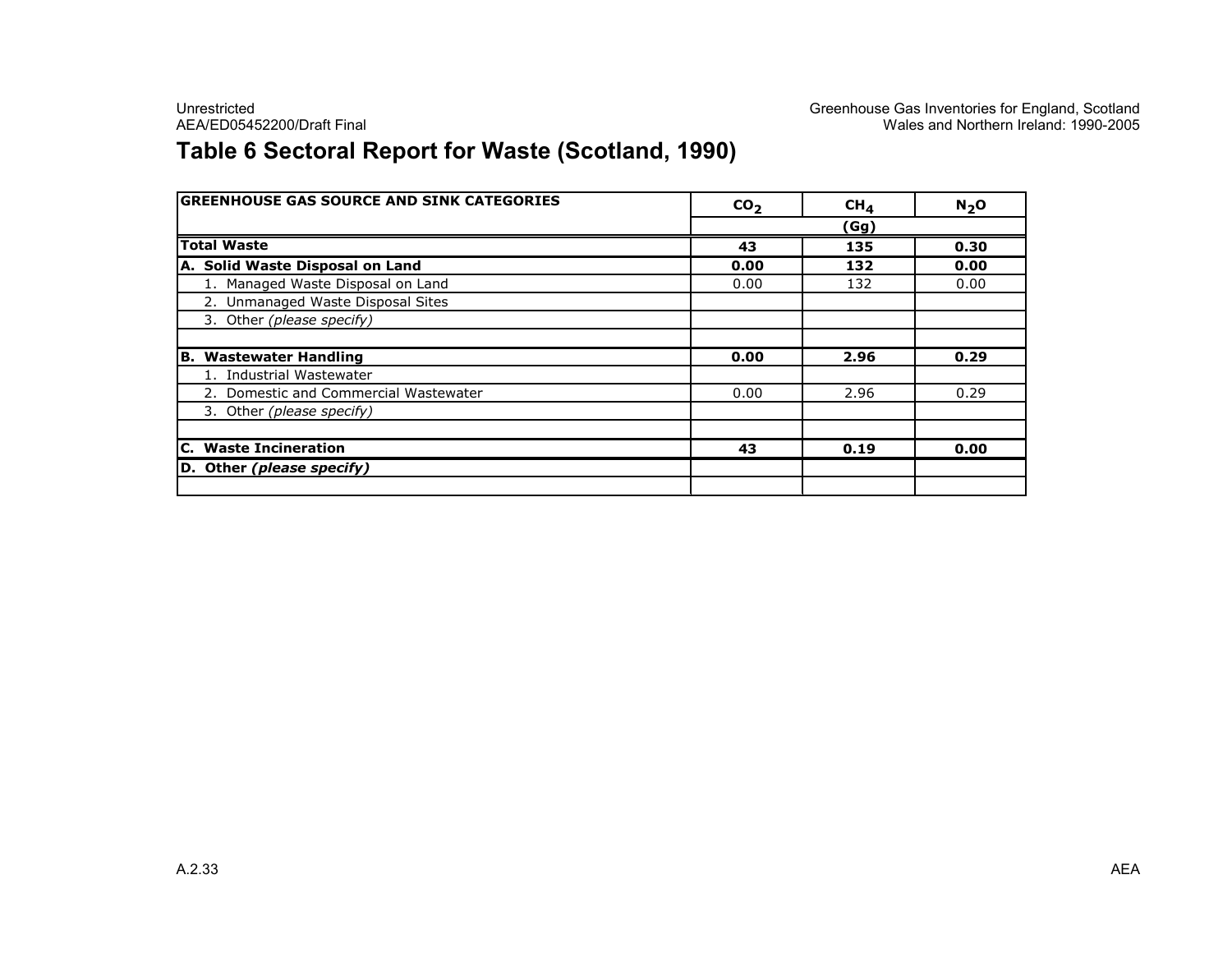# Table 6 Sectoral Report for Waste (Scotland, 1990)

| GREENHOUSE GAS SOURCE AND SINK CATEGORIES | $CO_2$ | $CH_4$ | $N_2O$ |
|---|---|---|---|
| | | (Gg) | |
| **Total Waste** | **43** | **135** | **0.30** |
| **A. Solid Waste Disposal on Land** | **0.00** | **132** | **0.00** |
| 1. Managed Waste Disposal on Land | 0.00 | 132 | 0.00 |
| 2. Unmanaged Waste Disposal Sites | | | |
| 3. Other *(please specify)* | | | |
| | | | |
| **B. Wastewater Handling** | **0.00** | **2.96** | **0.29** |
| 1. Industrial Wastewater | | | |
| 2. Domestic and Commercial Wastewater | 0.00 | 2.96 | 0.29 |
| 3. Other *(please specify)* | | | |
| | | | |
| **C. Waste Incineration** | **43** | **0.19** | **0.00** |
| **D. Other *(please specify)*** | | | |
| | | | |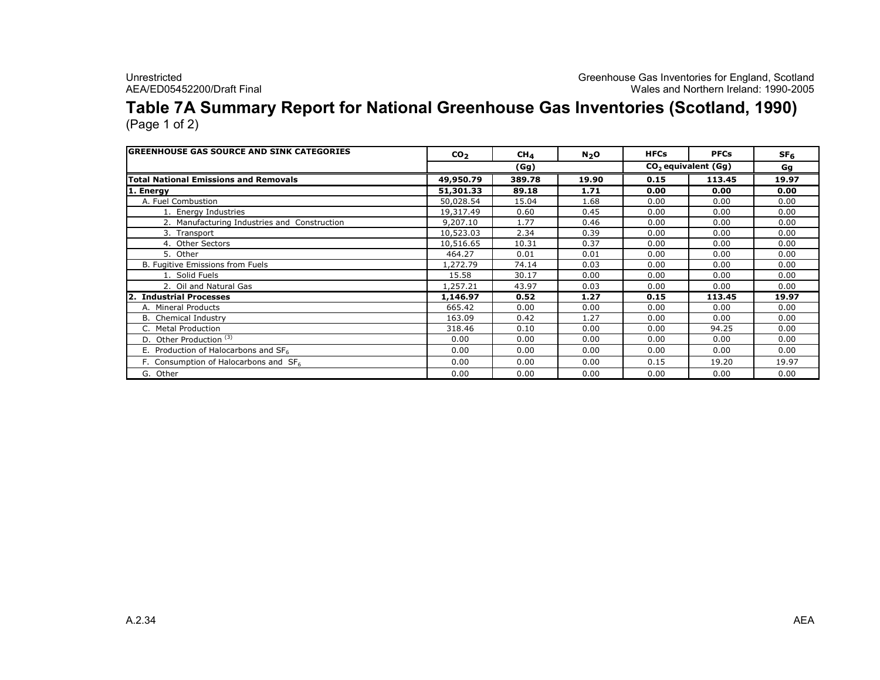# Table 7A Summary Report for National Greenhouse Gas Inventories (Scotland, 1990)

(Page 1 of 2)

| GREENHOUSE GAS SOURCE AND SINK CATEGORIES | $CO_2$ | $CH_4$ | $N_2O$ | HFCs | PFCs | $SF_6$ |
|---|---|---|---|---|---|---|
| | (Gg) | | | $CO_2$ equivalent (Gg) | | Gg |
| **Total National Emissions and Removals** | **49,950.79** | **389.78** | **19.90** | **0.15** | **113.45** | **19.97** |
| **1. Energy** | **51,301.33** | **89.18** | **1.71** | **0.00** | **0.00** | **0.00** |
| A. Fuel Combustion | 50,028.54 | 15.04 | 1.68 | 0.00 | 0.00 | 0.00 |
| 1. Energy Industries | 19,317.49 | 0.60 | 0.45 | 0.00 | 0.00 | 0.00 |
| 2. Manufacturing Industries and Construction | 9,207.10 | 1.77 | 0.46 | 0.00 | 0.00 | 0.00 |
| 3. Transport | 10,523.03 | 2.34 | 0.39 | 0.00 | 0.00 | 0.00 |
| 4. Other Sectors | 10,516.65 | 10.31 | 0.37 | 0.00 | 0.00 | 0.00 |
| 5. Other | 464.27 | 0.01 | 0.01 | 0.00 | 0.00 | 0.00 |
| B. Fugitive Emissions from Fuels | 1,272.79 | 74.14 | 0.03 | 0.00 | 0.00 | 0.00 |
| 1. Solid Fuels | 15.58 | 30.17 | 0.00 | 0.00 | 0.00 | 0.00 |
| 2. Oil and Natural Gas | 1,257.21 | 43.97 | 0.03 | 0.00 | 0.00 | 0.00 |
| **2. Industrial Processes** | **1,146.97** | **0.52** | **1.27** | **0.15** | **113.45** | **19.97** |
| A. Mineral Products | 665.42 | 0.00 | 0.00 | 0.00 | 0.00 | 0.00 |
| B. Chemical Industry | 163.09 | 0.42 | 1.27 | 0.00 | 0.00 | 0.00 |
| C. Metal Production | 318.46 | 0.10 | 0.00 | 0.00 | 94.25 | 0.00 |
| D. Other Production [(3)] | 0.00 | 0.00 | 0.00 | 0.00 | 0.00 | 0.00 |
| E. Production of Halocarbons and $SF_6$ | 0.00 | 0.00 | 0.00 | 0.00 | 0.00 | 0.00 |
| F. Consumption of Halocarbons and $SF_6$ | 0.00 | 0.00 | 0.00 | 0.15 | 19.20 | 19.97 |
| G. Other | 0.00 | 0.00 | 0.00 | 0.00 | 0.00 | 0.00 |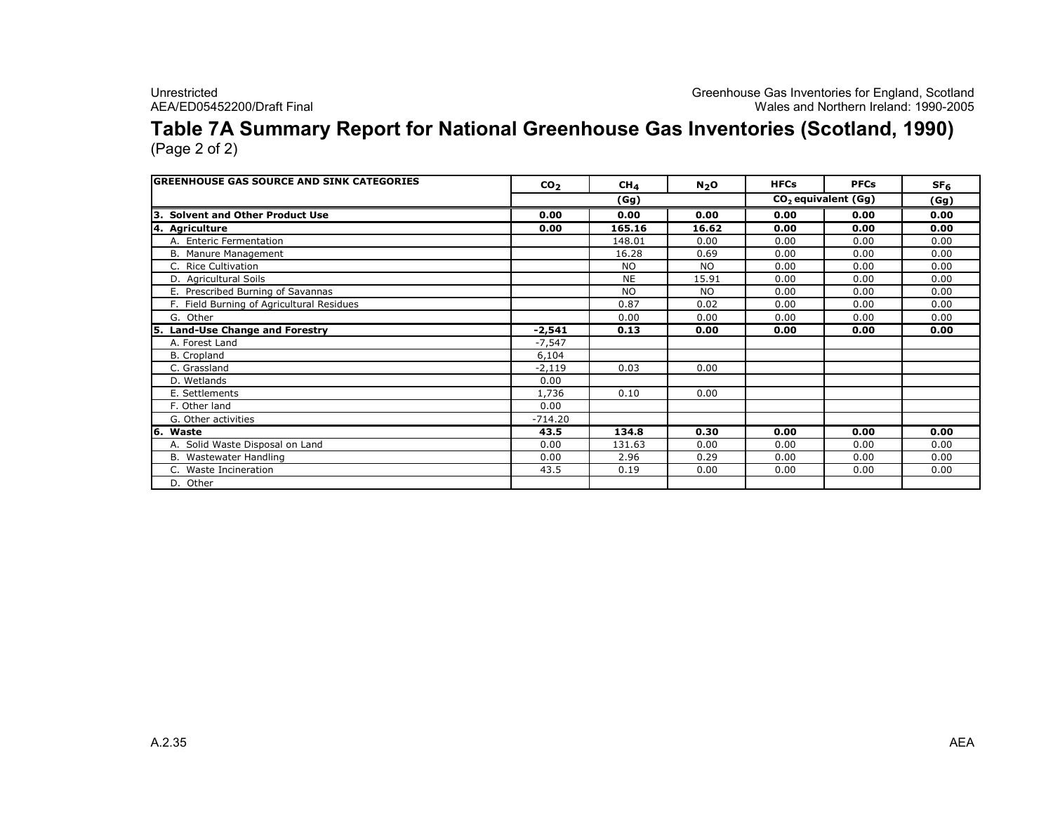# Table 7A Summary Report for National Greenhouse Gas Inventories (Scotland, 1990)

(Page 2 of 2)

| GREENHOUSE GAS SOURCE AND SINK CATEGORIES | $CO_2$ | $CH_4$ | $N_2O$ | HFCs | PFCs | $SF_6$ |
|---|---|---|---|---|---|---|
| | (Gg) | | | $CO_2$ equivalent (Gg) | | (Gg) |
| **3. Solvent and Other Product Use** | **0.00** | **0.00** | **0.00** | **0.00** | **0.00** | **0.00** |
| **4. Agriculture** | **0.00** | **165.16** | **16.62** | **0.00** | **0.00** | **0.00** |
| A. Enteric Fermentation | | 148.01 | 0.00 | 0.00 | 0.00 | 0.00 |
| B. Manure Management | | 16.28 | 0.69 | 0.00 | 0.00 | 0.00 |
| C. Rice Cultivation | | NO | NO | 0.00 | 0.00 | 0.00 |
| D. Agricultural Soils | | NE | 15.91 | 0.00 | 0.00 | 0.00 |
| E. Prescribed Burning of Savannas | | NO | NO | 0.00 | 0.00 | 0.00 |
| F. Field Burning of Agricultural Residues | | 0.87 | 0.02 | 0.00 | 0.00 | 0.00 |
| G. Other | | 0.00 | 0.00 | 0.00 | 0.00 | 0.00 |
| **5. Land-Use Change and Forestry** | **-2,541** | **0.13** | **0.00** | **0.00** | **0.00** | **0.00** |
| A. Forest Land | -7,547 | | | | | |
| B. Cropland | 6,104 | | | | | |
| C. Grassland | -2,119 | 0.03 | 0.00 | | | |
| D. Wetlands | 0.00 | | | | | |
| E. Settlements | 1,736 | 0.10 | 0.00 | | | |
| F. Other land | 0.00 | | | | | |
| G. Other activities | -714.20 | | | | | |
| **6. Waste** | **43.5** | **134.8** | **0.30** | **0.00** | **0.00** | **0.00** |
| A. Solid Waste Disposal on Land | 0.00 | 131.63 | 0.00 | 0.00 | 0.00 | 0.00 |
| B. Wastewater Handling | 0.00 | 2.96 | 0.29 | 0.00 | 0.00 | 0.00 |
| C. Waste Incineration | 43.5 | 0.19 | 0.00 | 0.00 | 0.00 | 0.00 |
| D. Other | | | | | | |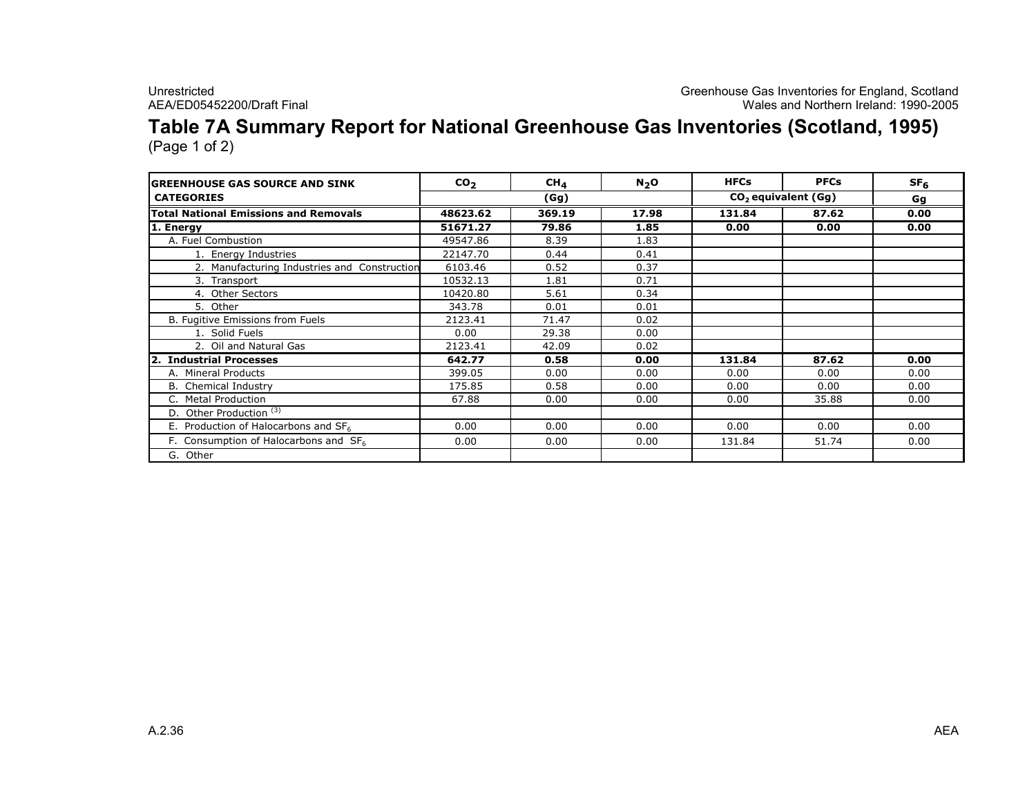# Table 7A Summary Report for National Greenhouse Gas Inventories (Scotland, 1995)

(Page 1 of 2)

| GREENHOUSE GAS SOURCE AND SINK CATEGORIES | $CO_2$ | $CH_4$ | $N_2O$ | HFCs | PFCs | $SF_6$ |
|---|---|---|---|---|---|---|
| | (Gg) | | | $CO_2$ equivalent (Gg) | | Gg |
| **Total National Emissions and Removals** | **48623.62** | **369.19** | **17.98** | **131.84** | **87.62** | **0.00** |
| **1. Energy** | **51671.27** | **79.86** | **1.85** | **0.00** | **0.00** | **0.00** |
| A. Fuel Combustion | 49547.86 | 8.39 | 1.83 | | | |
| 1. Energy Industries | 22147.70 | 0.44 | 0.41 | | | |
| 2. Manufacturing Industries and Construction | 6103.46 | 0.52 | 0.37 | | | |
| 3. Transport | 10532.13 | 1.81 | 0.71 | | | |
| 4. Other Sectors | 10420.80 | 5.61 | 0.34 | | | |
| 5. Other | 343.78 | 0.01 | 0.01 | | | |
| B. Fugitive Emissions from Fuels | 2123.41 | 71.47 | 0.02 | | | |
| 1. Solid Fuels | 0.00 | 29.38 | 0.00 | | | |
| 2. Oil and Natural Gas | 2123.41 | 42.09 | 0.02 | | | |
| **2. Industrial Processes** | **642.77** | **0.58** | **0.00** | **131.84** | **87.62** | **0.00** |
| A. Mineral Products | 399.05 | 0.00 | 0.00 | 0.00 | 0.00 | 0.00 |
| B. Chemical Industry | 175.85 | 0.58 | 0.00 | 0.00 | 0.00 | 0.00 |
| C. Metal Production | 67.88 | 0.00 | 0.00 | 0.00 | 35.88 | 0.00 |
| D. Other Production [(3)] | | | | | | |
| E. Production of Halocarbons and $SF_6$ | 0.00 | 0.00 | 0.00 | 0.00 | 0.00 | 0.00 |
| F. Consumption of Halocarbons and $SF_6$ | 0.00 | 0.00 | 0.00 | 131.84 | 51.74 | 0.00 |
| G. Other | | | | | | |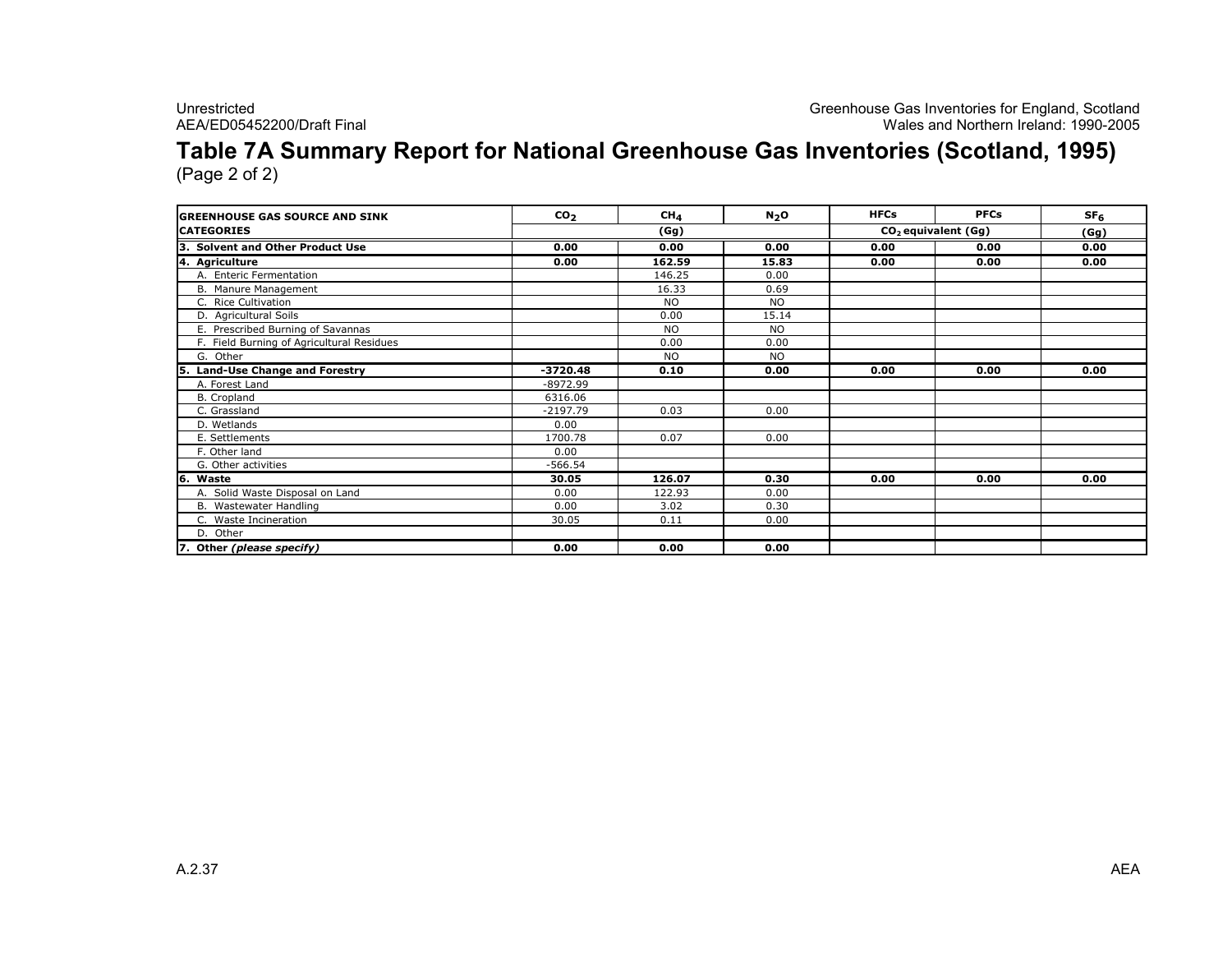# Table 7A Summary Report for National Greenhouse Gas Inventories (Scotland, 1995)

(Page 2 of 2)

| GREENHOUSE GAS SOURCE AND SINK CATEGORIES | $CO_2$ | $CH_4$ | $N_2O$ | HFCs | PFCs | $SF_6$ |
|---|---|---|---|---|---|---|
| | (Gg) | | | $CO_2$ equivalent (Gg) | | (Gg) |
| **3. Solvent and Other Product Use** | **0.00** | **0.00** | **0.00** | **0.00** | **0.00** | **0.00** |
| **4. Agriculture** | **0.00** | **162.59** | **15.83** | **0.00** | **0.00** | **0.00** |
| A. Enteric Fermentation | | 146.25 | 0.00 | | | |
| B. Manure Management | | 16.33 | 0.69 | | | |
| C. Rice Cultivation | | NO | NO | | | |
| D. Agricultural Soils | | 0.00 | 15.14 | | | |
| E. Prescribed Burning of Savannas | | NO | NO | | | |
| F. Field Burning of Agricultural Residues | | 0.00 | 0.00 | | | |
| G. Other | | NO | NO | | | |
| **5. Land-Use Change and Forestry** | **-3720.48** | **0.10** | **0.00** | **0.00** | **0.00** | **0.00** |
| A. Forest Land | -8972.99 | | | | | |
| B. Cropland | 6316.06 | | | | | |
| C. Grassland | -2197.79 | 0.03 | 0.00 | | | |
| D. Wetlands | 0.00 | | | | | |
| E. Settlements | 1700.78 | 0.07 | 0.00 | | | |
| F. Other land | 0.00 | | | | | |
| G. Other activities | -566.54 | | | | | |
| **6. Waste** | **30.05** | **126.07** | **0.30** | **0.00** | **0.00** | **0.00** |
| A. Solid Waste Disposal on Land | 0.00 | 122.93 | 0.00 | | | |
| B. Wastewater Handling | 0.00 | 3.02 | 0.30 | | | |
| C. Waste Incineration | 30.05 | 0.11 | 0.00 | | | |
| D. Other | | | | | | |
| **7. Other *(please specify)*** | **0.00** | **0.00** | **0.00** | | | |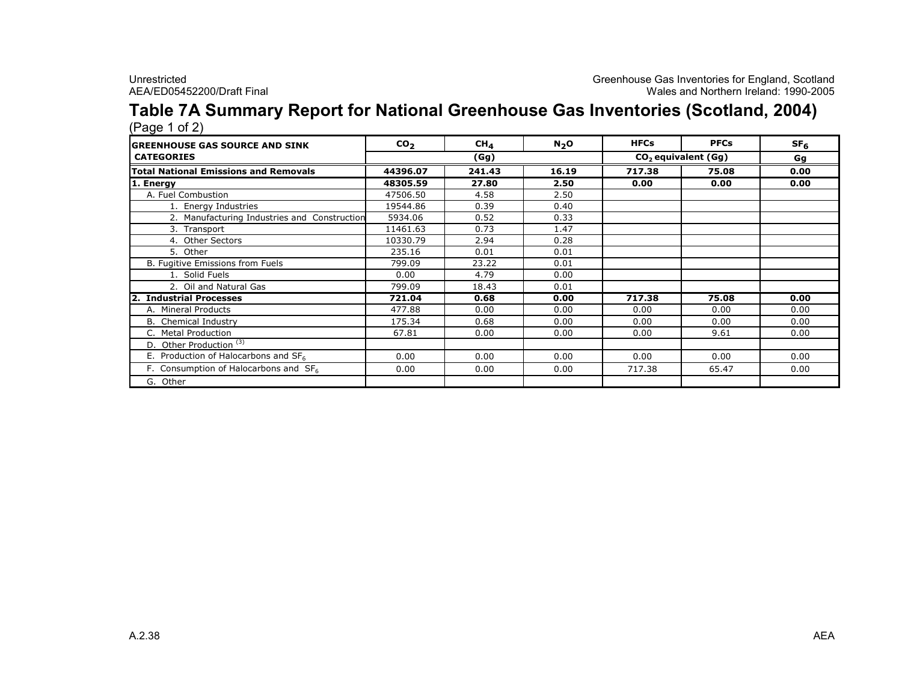# Table 7A Summary Report for National Greenhouse Gas Inventories (Scotland, 2004)

(Page 1 of 2)

| GREENHOUSE GAS SOURCE AND SINK CATEGORIES | $CO_2$ | $CH_4$ | $N_2O$ | HFCs | PFCs | $SF_6$ |
|---|---|---|---|---|---|---|
| | (Gg) | | | $CO_2$ equivalent (Gg) | | Gg |
| **Total National Emissions and Removals** | **44396.07** | **241.43** | **16.19** | **717.38** | **75.08** | **0.00** |
| **1. Energy** | **48305.59** | **27.80** | **2.50** | **0.00** | **0.00** | **0.00** |
| A. Fuel Combustion | 47506.50 | 4.58 | 2.50 | | | |
| 1. Energy Industries | 19544.86 | 0.39 | 0.40 | | | |
| 2. Manufacturing Industries and Construction | 5934.06 | 0.52 | 0.33 | | | |
| 3. Transport | 11461.63 | 0.73 | 1.47 | | | |
| 4. Other Sectors | 10330.79 | 2.94 | 0.28 | | | |
| 5. Other | 235.16 | 0.01 | 0.01 | | | |
| B. Fugitive Emissions from Fuels | 799.09 | 23.22 | 0.01 | | | |
| 1. Solid Fuels | 0.00 | 4.79 | 0.00 | | | |
| 2. Oil and Natural Gas | 799.09 | 18.43 | 0.01 | | | |
| **2. Industrial Processes** | **721.04** | **0.68** | **0.00** | **717.38** | **75.08** | **0.00** |
| A. Mineral Products | 477.88 | 0.00 | 0.00 | 0.00 | 0.00 | 0.00 |
| B. Chemical Industry | 175.34 | 0.68 | 0.00 | 0.00 | 0.00 | 0.00 |
| C. Metal Production | 67.81 | 0.00 | 0.00 | 0.00 | 9.61 | 0.00 |
| D. Other Production [(3)] | | | | | | |
| E. Production of Halocarbons and $SF_6$ | 0.00 | 0.00 | 0.00 | 0.00 | 0.00 | 0.00 |
| F. Consumption of Halocarbons and $SF_6$ | 0.00 | 0.00 | 0.00 | 717.38 | 65.47 | 0.00 |
| G. Other | | | | | | |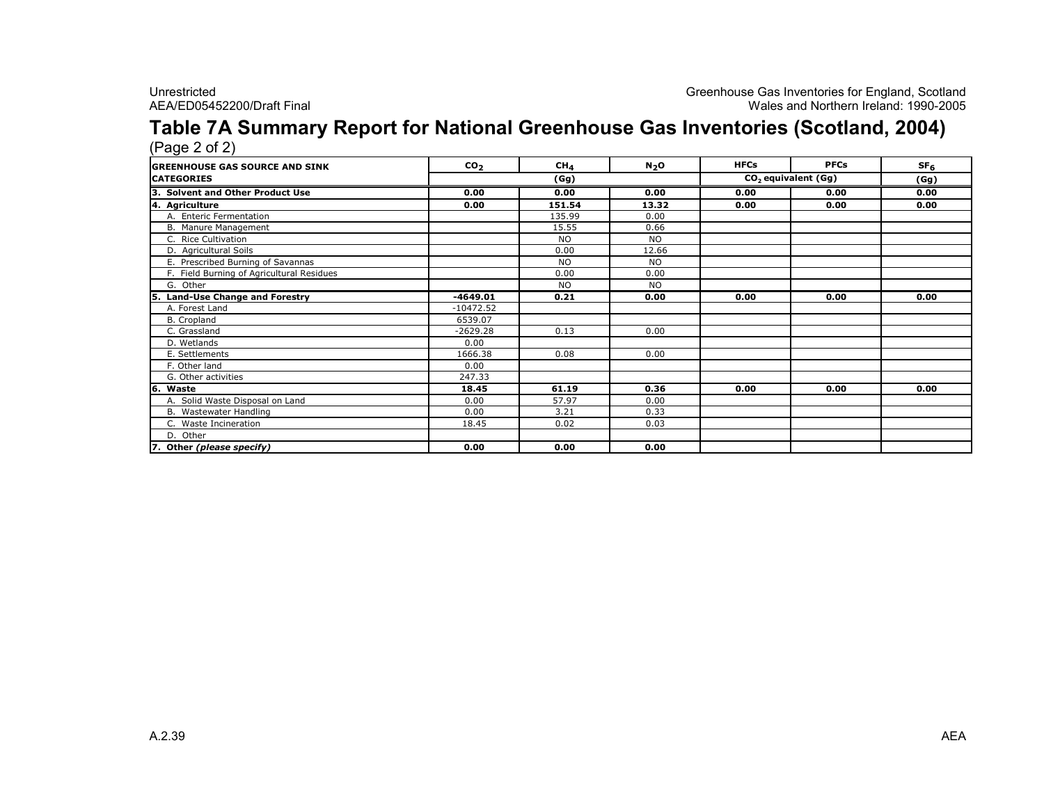# Table 7A Summary Report for National Greenhouse Gas Inventories (Scotland, 2004)

(Page 2 of 2)

| GREENHOUSE GAS SOURCE AND SINK CATEGORIES | $CO_2$ | $CH_4$ | $N_2O$ | HFCs | PFCs | $SF_6$ |
|---|---|---|---|---|---|---|
| | (Gg) | | | $CO_2$ equivalent (Gg) | | (Gg) |
| **3. Solvent and Other Product Use** | **0.00** | **0.00** | **0.00** | **0.00** | **0.00** | **0.00** |
| **4. Agriculture** | **0.00** | **151.54** | **13.32** | **0.00** | **0.00** | **0.00** |
| A. Enteric Fermentation | | 135.99 | 0.00 | | | |
| B. Manure Management | | 15.55 | 0.66 | | | |
| C. Rice Cultivation | | NO | NO | | | |
| D. Agricultural Soils | | 0.00 | 12.66 | | | |
| E. Prescribed Burning of Savannas | | NO | NO | | | |
| F. Field Burning of Agricultural Residues | | 0.00 | 0.00 | | | |
| G. Other | | NO | NO | | | |
| **5. Land-Use Change and Forestry** | **-4649.01** | **0.21** | **0.00** | **0.00** | **0.00** | **0.00** |
| A. Forest Land | -10472.52 | | | | | |
| B. Cropland | 6539.07 | | | | | |
| C. Grassland | -2629.28 | 0.13 | 0.00 | | | |
| D. Wetlands | 0.00 | | | | | |
| E. Settlements | 1666.38 | 0.08 | 0.00 | | | |
| F. Other land | 0.00 | | | | | |
| G. Other activities | 247.33 | | | | | |
| **6. Waste** | **18.45** | **61.19** | **0.36** | **0.00** | **0.00** | **0.00** |
| A. Solid Waste Disposal on Land | 0.00 | 57.97 | 0.00 | | | |
| B. Wastewater Handling | 0.00 | 3.21 | 0.33 | | | |
| C. Waste Incineration | 18.45 | 0.02 | 0.03 | | | |
| D. Other | | | | | | |
| **7. Other *(please specify)*** | **0.00** | **0.00** | **0.00** | | | |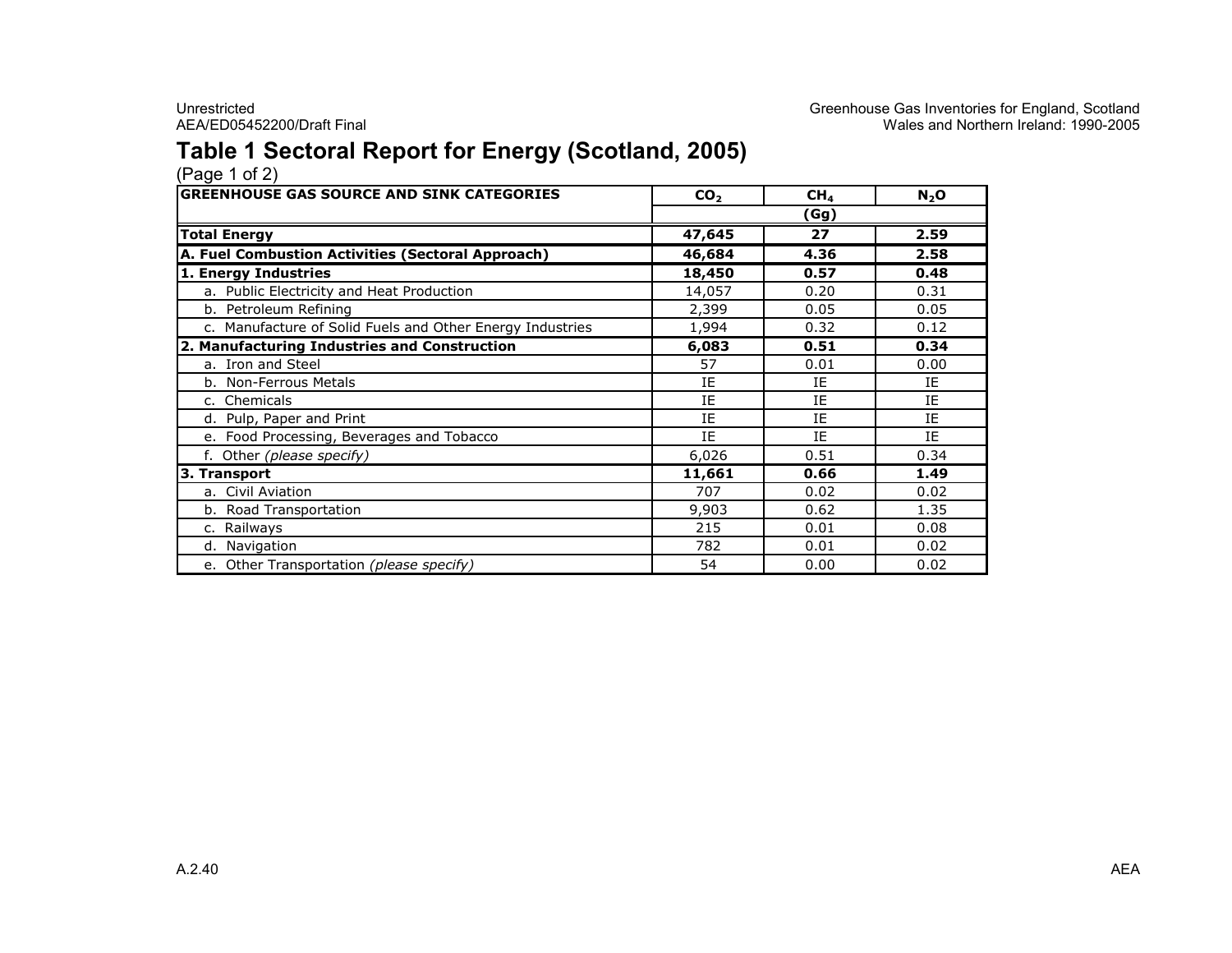# Table 1 Sectoral Report for Energy (Scotland, 2005)

(Page 1 of 2)

| GREENHOUSE GAS SOURCE AND SINK CATEGORIES | $CO_2$ | $CH_4$ | $N_2O$ |
|---|---|---|---|
| | | (Gg) | |
| **Total Energy** | **47,645** | **27** | **2.59** |
| **A. Fuel Combustion Activities (Sectoral Approach)** | **46,684** | **4.36** | **2.58** |
| **1. Energy Industries** | **18,450** | **0.57** | **0.48** |
| a. Public Electricity and Heat Production | 14,057 | 0.20 | 0.31 |
| b. Petroleum Refining | 2,399 | 0.05 | 0.05 |
| c. Manufacture of Solid Fuels and Other Energy Industries | 1,994 | 0.32 | 0.12 |
| **2. Manufacturing Industries and Construction** | **6,083** | **0.51** | **0.34** |
| a. Iron and Steel | 57 | 0.01 | 0.00 |
| b. Non-Ferrous Metals | IE | IE | IE |
| c. Chemicals | IE | IE | IE |
| d. Pulp, Paper and Print | IE | IE | IE |
| e. Food Processing, Beverages and Tobacco | IE | IE | IE |
| f. Other *(please specify)* | 6,026 | 0.51 | 0.34 |
| **3. Transport** | **11,661** | **0.66** | **1.49** |
| a. Civil Aviation | 707 | 0.02 | 0.02 |
| b. Road Transportation | 9,903 | 0.62 | 1.35 |
| c. Railways | 215 | 0.01 | 0.08 |
| d. Navigation | 782 | 0.01 | 0.02 |
| e. Other Transportation *(please specify)* | 54 | 0.00 | 0.02 |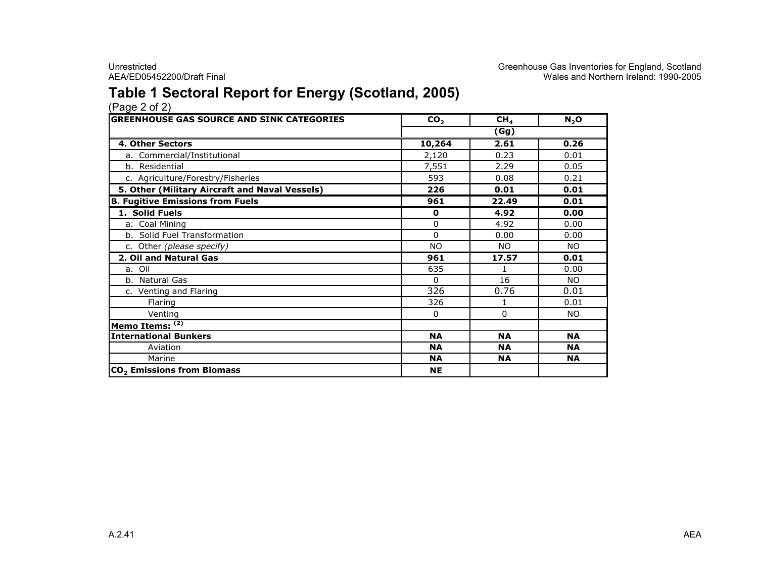# Table 1 Sectoral Report for Energy (Scotland, 2005)

(Page 2 of 2)

| GREENHOUSE GAS SOURCE AND SINK CATEGORIES | $CO_2$ | $CH_4$ | $N_2O$ |
|---|---|---|---|
| | | (Gg) | |
| **4. Other Sectors** | **10,264** | **2.61** | **0.26** |
| a. Commercial/Institutional | 2,120 | 0.23 | 0.01 |
| b. Residential | 7,551 | 2.29 | 0.05 |
| c. Agriculture/Forestry/Fisheries | 593 | 0.08 | 0.21 |
| **5. Other (Military Aircraft and Naval Vessels)** | **226** | **0.01** | **0.01** |
| **B. Fugitive Emissions from Fuels** | **961** | **22.49** | **0.01** |
| **1. Solid Fuels** | **0** | **4.92** | **0.00** |
| a. Coal Mining | 0 | 4.92 | 0.00 |
| b. Solid Fuel Transformation | 0 | 0.00 | 0.00 |
| c. Other *(please specify)* | NO | NO | NO |
| **2. Oil and Natural Gas** | **961** | **17.57** | **0.01** |
| a. Oil | 635 | 1 | 0.00 |
| b. Natural Gas | 0 | 16 | NO |
| c. Venting and Flaring | 326 | 0.76 | 0.01 |
| Flaring | 326 | 1 | 0.01 |
| Venting | 0 | 0 | NO |
| **Memo Items:** [(2)] | | | |
| **International Bunkers** | **NA** | **NA** | **NA** |
| Aviation | **NA** | **NA** | **NA** |
| Marine | **NA** | **NA** | **NA** |
| **$CO_2$ Emissions from Biomass** | **NE** | | |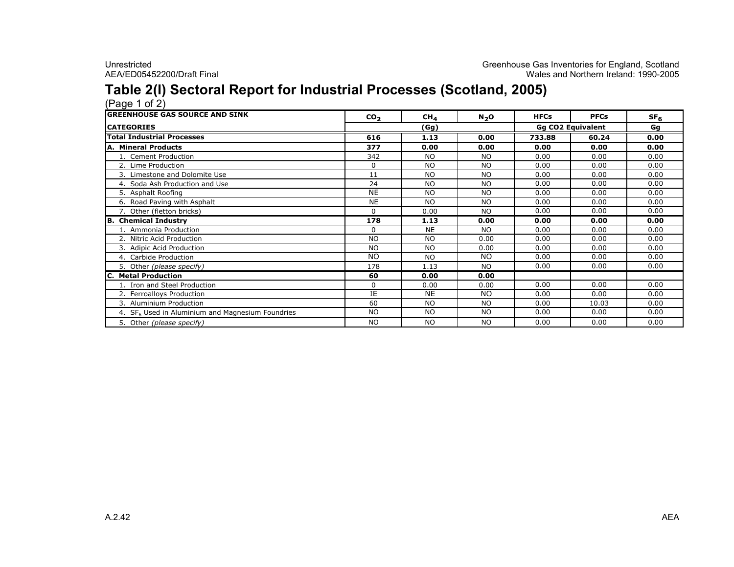# Table 2(I) Sectoral Report for Industrial Processes (Scotland, 2005)

(Page 1 of 2)

| GREENHOUSE GAS SOURCE AND SINK CATEGORIES | $CO_2$ | $CH_4$ | $N_2O$ | HFCs | PFCs | $SF_6$ |
|---|---|---|---|---|---|---|
| | (Gg) | | | Gg CO2 Equivalent | | Gg |
| **Total Industrial Processes** | **616** | **1.13** | **0.00** | **733.88** | **60.24** | **0.00** |
| **A. Mineral Products** | **377** | **0.00** | **0.00** | **0.00** | **0.00** | **0.00** |
| 1. Cement Production | 342 | NO | NO | 0.00 | 0.00 | 0.00 |
| 2. Lime Production | 0 | NO | NO | 0.00 | 0.00 | 0.00 |
| 3. Limestone and Dolomite Use | 11 | NO | NO | 0.00 | 0.00 | 0.00 |
| 4. Soda Ash Production and Use | 24 | NO | NO | 0.00 | 0.00 | 0.00 |
| 5. Asphalt Roofing | NE | NO | NO | 0.00 | 0.00 | 0.00 |
| 6. Road Paving with Asphalt | NE | NO | NO | 0.00 | 0.00 | 0.00 |
| 7. Other (fletton bricks) | 0 | 0.00 | NO | 0.00 | 0.00 | 0.00 |
| **B. Chemical Industry** | **178** | **1.13** | **0.00** | **0.00** | **0.00** | **0.00** |
| 1. Ammonia Production | 0 | NE | NO | 0.00 | 0.00 | 0.00 |
| 2. Nitric Acid Production | NO | NO | 0.00 | 0.00 | 0.00 | 0.00 |
| 3. Adipic Acid Production | NO | NO | 0.00 | 0.00 | 0.00 | 0.00 |
| 4. Carbide Production | NO | NO | NO | 0.00 | 0.00 | 0.00 |
| 5. Other *(please specify)* | 178 | 1.13 | NO | 0.00 | 0.00 | 0.00 |
| **C. Metal Production** | **60** | **0.00** | **0.00** | | | |
| 1. Iron and Steel Production | 0 | 0.00 | 0.00 | 0.00 | 0.00 | 0.00 |
| 2. Ferroalloys Production | IE | NE | NO | 0.00 | 0.00 | 0.00 |
| 3. Aluminium Production | 60 | NO | NO | 0.00 | 10.03 | 0.00 |
| 4. $SF_6$ Used in Aluminium and Magnesium Foundries | NO | NO | NO | 0.00 | 0.00 | 0.00 |
| 5. Other *(please specify)* | NO | NO | NO | 0.00 | 0.00 | 0.00 |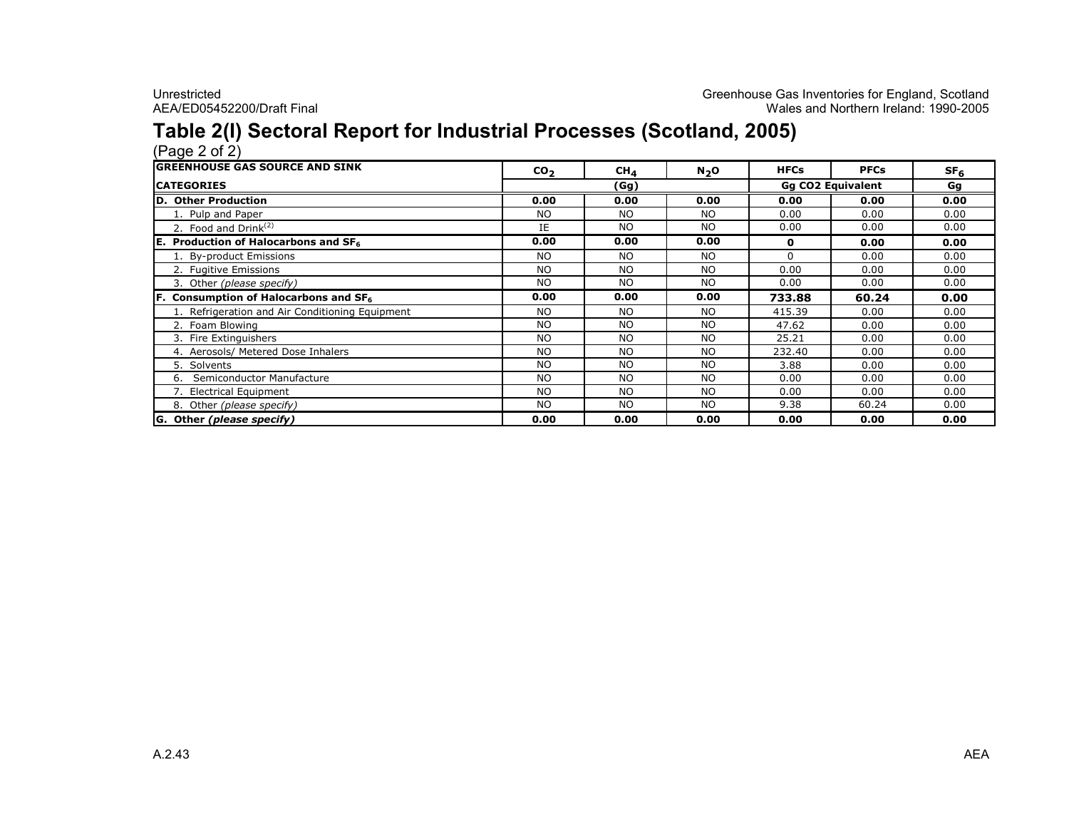# Table 2(I) Sectoral Report for Industrial Processes (Scotland, 2005)

(Page 2 of 2)

| GREENHOUSE GAS SOURCE AND SINK | $CO_2$ | $CH_4$ | $N_2O$ | HFCs | PFCs | $SF_6$ |
|---|---|---|---|---|---|---|
| CATEGORIES | (Gg) | | | Gg CO2 Equivalent | | Gg |
| **D. Other Production** | **0.00** | **0.00** | **0.00** | **0.00** | **0.00** | **0.00** |
| 1. Pulp and Paper | NO | NO | NO | 0.00 | 0.00 | 0.00 |
| 2. Food and Drink[2] | IE | NO | NO | 0.00 | 0.00 | 0.00 |
| **E. Production of Halocarbons and $SF_6$** | **0.00** | **0.00** | **0.00** | **0** | **0.00** | **0.00** |
| 1. By-product Emissions | NO | NO | NO | 0 | 0.00 | 0.00 |
| 2. Fugitive Emissions | NO | NO | NO | 0.00 | 0.00 | 0.00 |
| 3. Other *(please specify)* | NO | NO | NO | 0.00 | 0.00 | 0.00 |
| **F. Consumption of Halocarbons and $SF_6$** | **0.00** | **0.00** | **0.00** | **733.88** | **60.24** | **0.00** |
| 1. Refrigeration and Air Conditioning Equipment | NO | NO | NO | 415.39 | 0.00 | 0.00 |
| 2. Foam Blowing | NO | NO | NO | 47.62 | 0.00 | 0.00 |
| 3. Fire Extinguishers | NO | NO | NO | 25.21 | 0.00 | 0.00 |
| 4. Aerosols/ Metered Dose Inhalers | NO | NO | NO | 232.40 | 0.00 | 0.00 |
| 5. Solvents | NO | NO | NO | 3.88 | 0.00 | 0.00 |
| 6. Semiconductor Manufacture | NO | NO | NO | 0.00 | 0.00 | 0.00 |
| 7. Electrical Equipment | NO | NO | NO | 0.00 | 0.00 | 0.00 |
| 8. Other *(please specify)* | NO | NO | NO | 9.38 | 60.24 | 0.00 |
| **G. Other *(please specify)*** | **0.00** | **0.00** | **0.00** | **0.00** | **0.00** | **0.00** |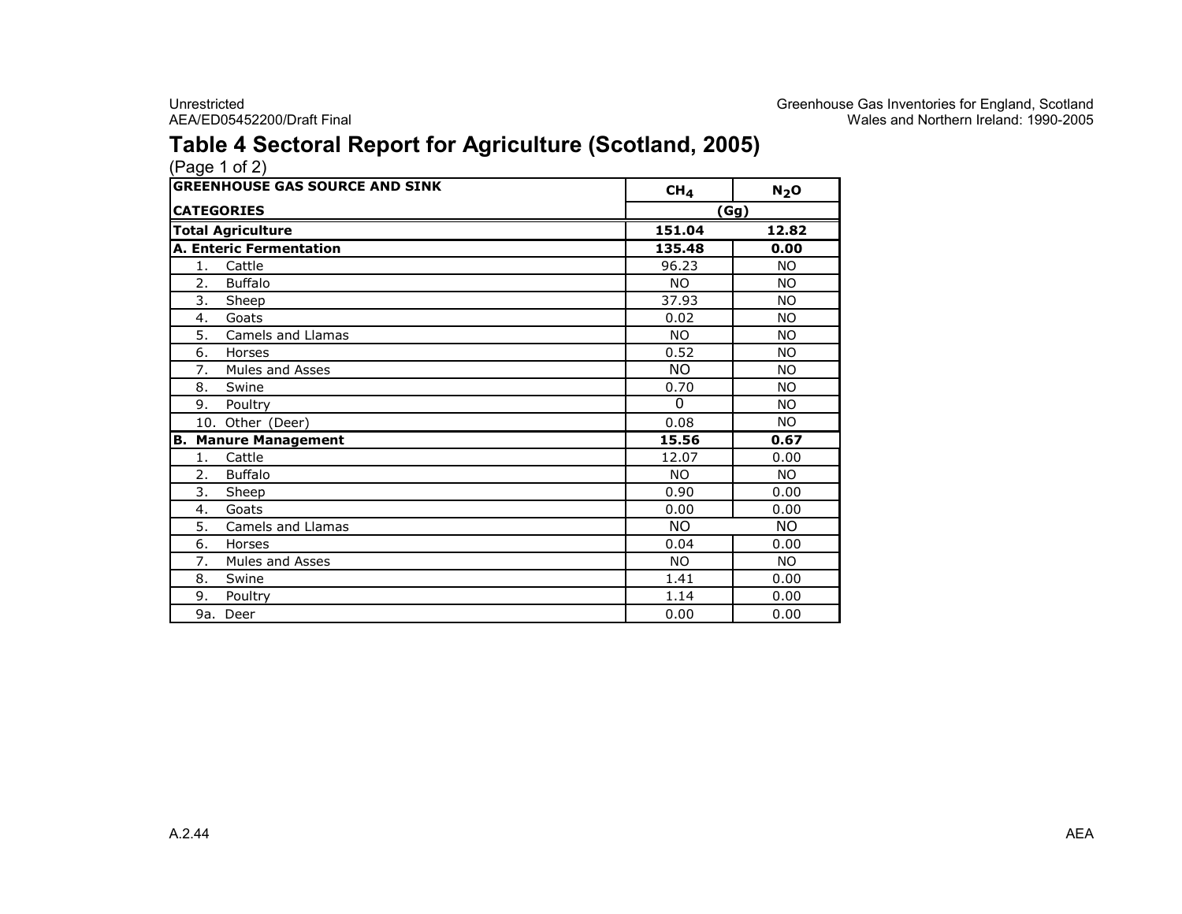# Table 4 Sectoral Report for Agriculture (Scotland, 2005)

(Page 1 of 2)

| GREENHOUSE GAS SOURCE AND SINK CATEGORIES | $CH_4$ | $N_2O$ |
|---|---|---|
| | (Gg) | |
| **Total Agriculture** | **151.04** | **12.82** |
| **A. Enteric Fermentation** | **135.48** | **0.00** |
| 1. Cattle | 96.23 | NO |
| 2. Buffalo | NO | NO |
| 3. Sheep | 37.93 | NO |
| 4. Goats | 0.02 | NO |
| 5. Camels and Llamas | NO | NO |
| 6. Horses | 0.52 | NO |
| 7. Mules and Asses | NO | NO |
| 8. Swine | 0.70 | NO |
| 9. Poultry | 0 | NO |
| 10. Other (Deer) | 0.08 | NO |
| **B. Manure Management** | **15.56** | **0.67** |
| 1. Cattle | 12.07 | 0.00 |
| 2. Buffalo | NO | NO |
| 3. Sheep | 0.90 | 0.00 |
| 4. Goats | 0.00 | 0.00 |
| 5. Camels and Llamas | NO | NO |
| 6. Horses | 0.04 | 0.00 |
| 7. Mules and Asses | NO | NO |
| 8. Swine | 1.41 | 0.00 |
| 9. Poultry | 1.14 | 0.00 |
| 9a. Deer | 0.00 | 0.00 |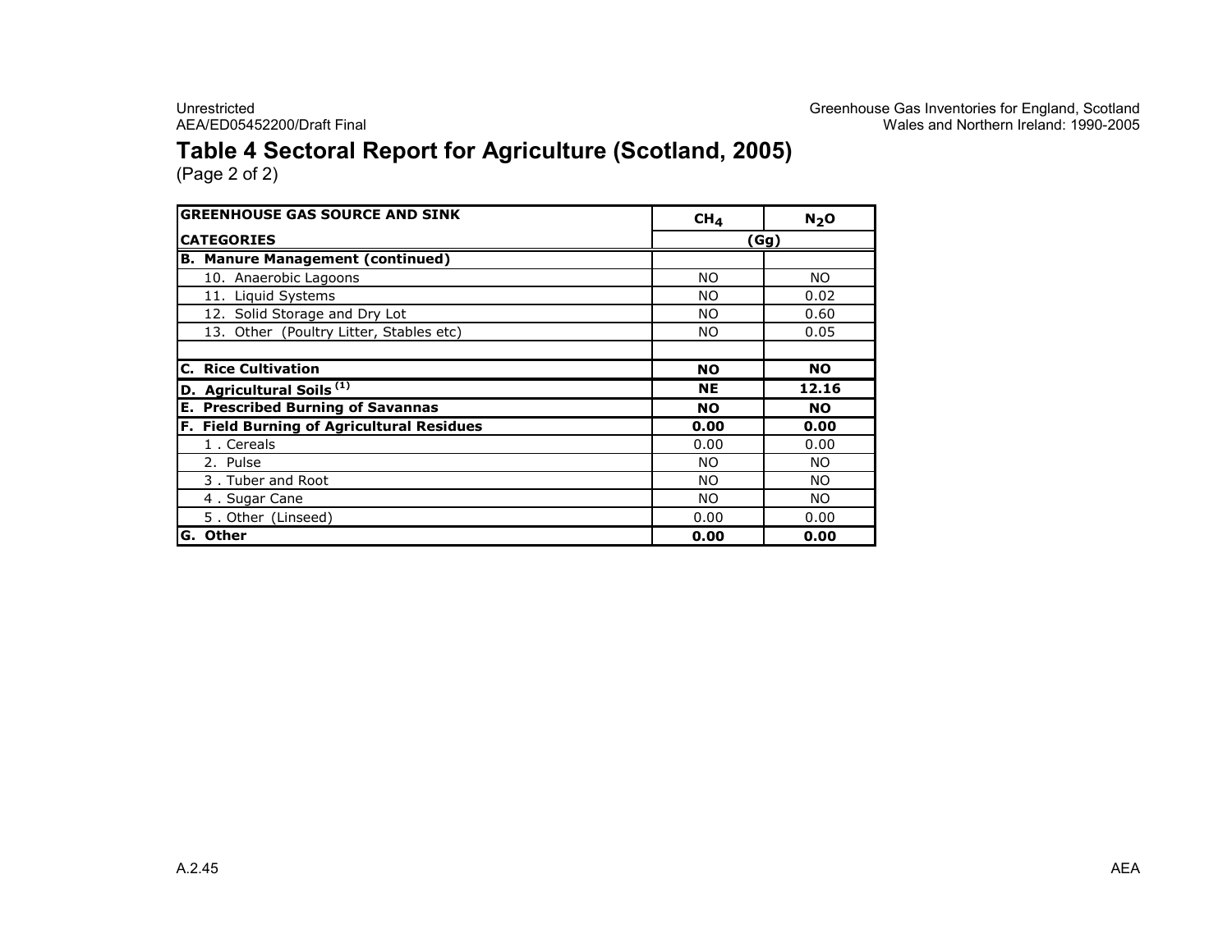# Table 4 Sectoral Report for Agriculture (Scotland, 2005)

(Page 2 of 2)

| GREENHOUSE GAS SOURCE AND SINK CATEGORIES | $CH_4$ | $N_2O$ |
|---|---|---|
| | (Gg) | |
| **B. Manure Management (continued)** | | |
| 10. Anaerobic Lagoons | NO | NO |
| 11. Liquid Systems | NO | 0.02 |
| 12. Solid Storage and Dry Lot | NO | 0.60 |
| 13. Other (Poultry Litter, Stables etc) | NO | 0.05 |
| | | |
| **C. Rice Cultivation** | **NO** | **NO** |
| **D. Agricultural Soils [(1)]** | **NE** | **12.16** |
| **E. Prescribed Burning of Savannas** | **NO** | **NO** |
| **F. Field Burning of Agricultural Residues** | **0.00** | **0.00** |
| 1 . Cereals | 0.00 | 0.00 |
| 2. Pulse | NO | NO |
| 3 . Tuber and Root | NO | NO |
| 4 . Sugar Cane | NO | NO |
| 5 . Other (Linseed) | 0.00 | 0.00 |
| **G. Other** | **0.00** | **0.00** |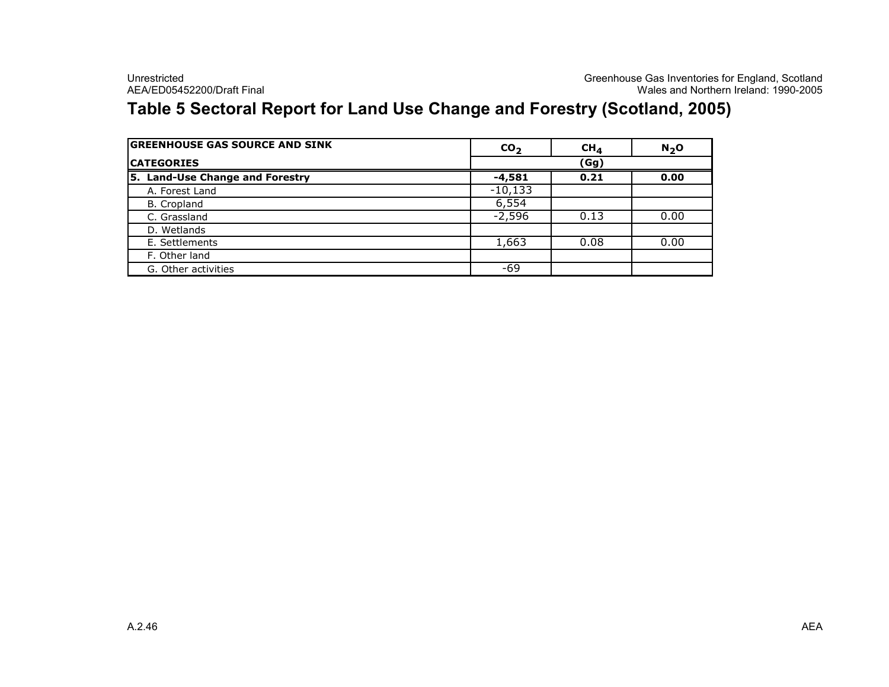# Table 5 Sectoral Report for Land Use Change and Forestry (Scotland, 2005)

| GREENHOUSE GAS SOURCE AND SINK CATEGORIES | $CO_2$ | $CH_4$ | $N_2O$ |
|---|---|---|---|
| | (Gg) | | |
| **5. Land-Use Change and Forestry** | **-4,581** | **0.21** | **0.00** |
| A. Forest Land | -10,133 | | |
| B. Cropland | 6,554 | | |
| C. Grassland | -2,596 | 0.13 | 0.00 |
| D. Wetlands | | | |
| E. Settlements | 1,663 | 0.08 | 0.00 |
| F. Other land | | | |
| G. Other activities | -69 | | |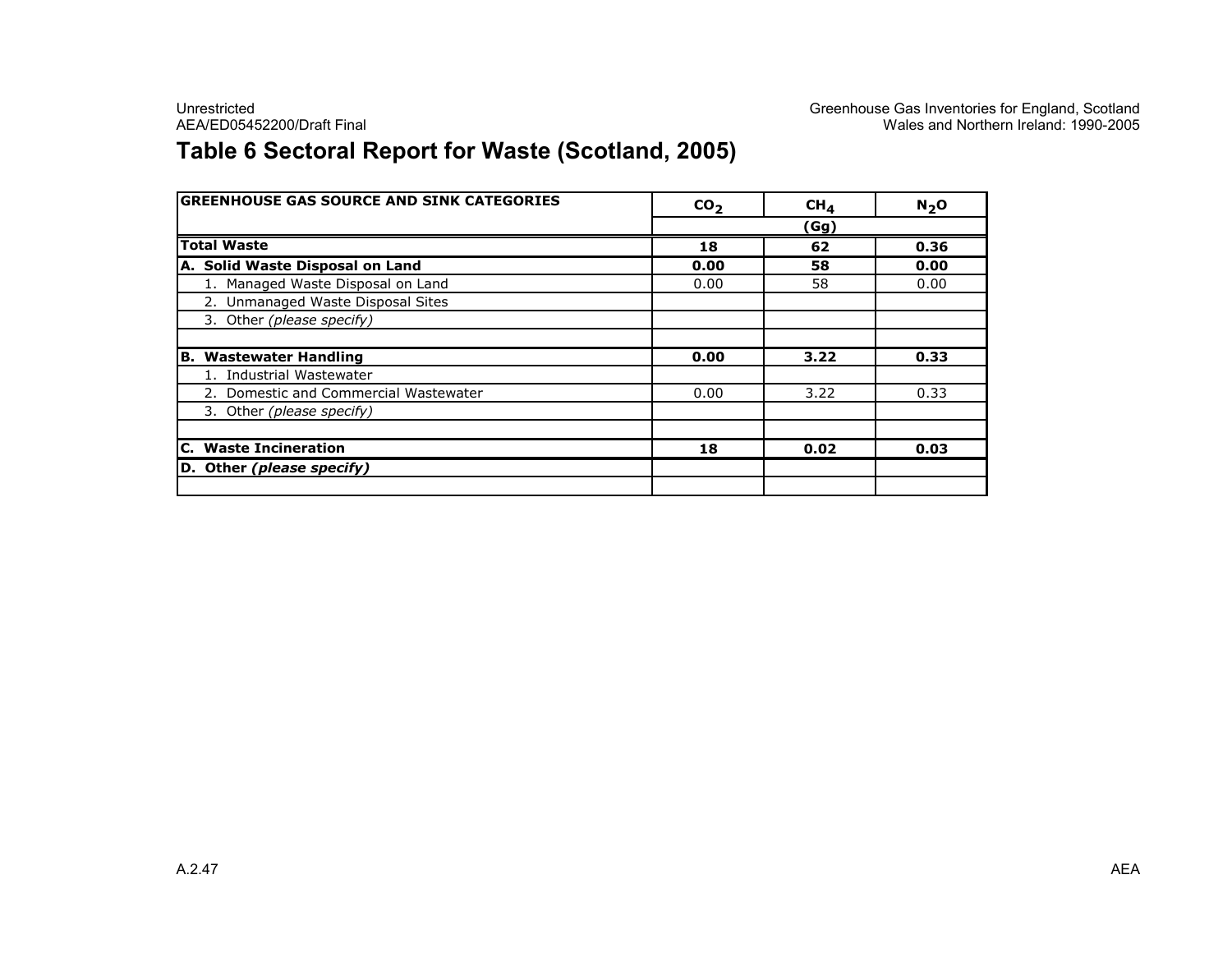## Table 6 Sectoral Report for Waste (Scotland, 2005)

| GREENHOUSE GAS SOURCE AND SINK CATEGORIES | $CO_2$ | $CH_4$ | $N_2O$ |
|---|---|---|---|
| | (Gg) | | |
| **Total Waste** | **18** | **62** | **0.36** |
| **A. Solid Waste Disposal on Land** | **0.00** | **58** | **0.00** |
| 1. Managed Waste Disposal on Land | 0.00 | 58 | 0.00 |
| 2. Unmanaged Waste Disposal Sites | | | |
| 3. Other *(please specify)* | | | |
| | | | |
| **B. Wastewater Handling** | **0.00** | **3.22** | **0.33** |
| 1. Industrial Wastewater | | | |
| 2. Domestic and Commercial Wastewater | 0.00 | 3.22 | 0.33 |
| 3. Other *(please specify)* | | | |
| | | | |
| **C. Waste Incineration** | **18** | **0.02** | **0.03** |
| **D. Other *(please specify)*** | | | |
| | | | |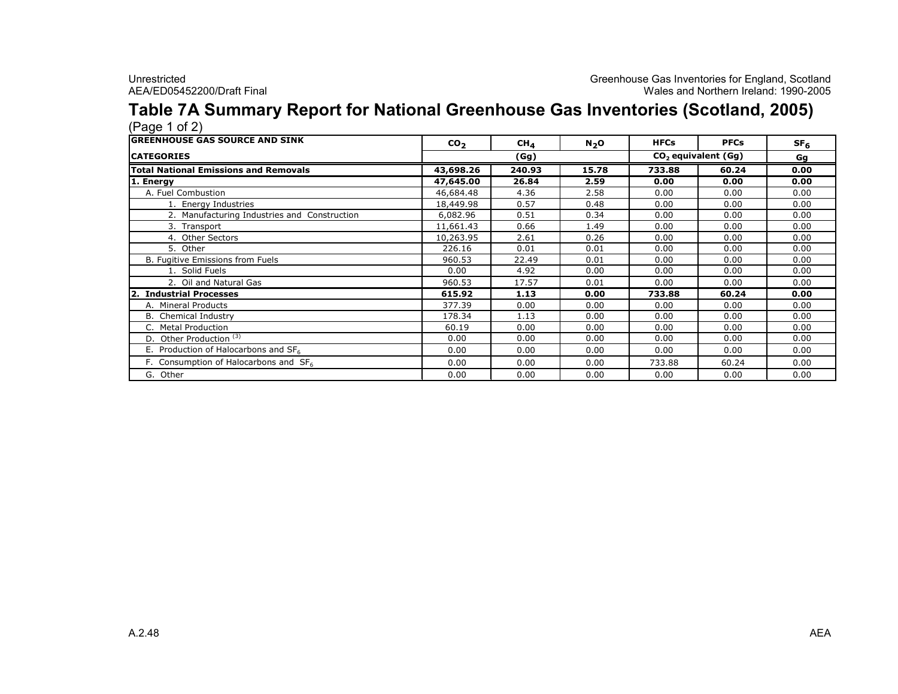# Table 7A Summary Report for National Greenhouse Gas Inventories (Scotland, 2005)

(Page 1 of 2)

| GREENHOUSE GAS SOURCE AND SINK | $CO_2$ | $CH_4$ | $N_2O$ | HFCs | PFCs | $SF_6$ |
|---|---|---|---|---|---|---|
| **CATEGORIES** | (Gg) | | | $CO_2$ equivalent (Gg) | | Gg |
| **Total National Emissions and Removals** | **43,698.26** | **240.93** | **15.78** | **733.88** | **60.24** | **0.00** |
| **1. Energy** | **47,645.00** | **26.84** | **2.59** | **0.00** | **0.00** | **0.00** |
| A. Fuel Combustion | 46,684.48 | 4.36 | 2.58 | 0.00 | 0.00 | 0.00 |
| 1. Energy Industries | 18,449.98 | 0.57 | 0.48 | 0.00 | 0.00 | 0.00 |
| 2. Manufacturing Industries and Construction | 6,082.96 | 0.51 | 0.34 | 0.00 | 0.00 | 0.00 |
| 3. Transport | 11,661.43 | 0.66 | 1.49 | 0.00 | 0.00 | 0.00 |
| 4. Other Sectors | 10,263.95 | 2.61 | 0.26 | 0.00 | 0.00 | 0.00 |
| 5. Other | 226.16 | 0.01 | 0.01 | 0.00 | 0.00 | 0.00 |
| B. Fugitive Emissions from Fuels | 960.53 | 22.49 | 0.01 | 0.00 | 0.00 | 0.00 |
| 1. Solid Fuels | 0.00 | 4.92 | 0.00 | 0.00 | 0.00 | 0.00 |
| 2. Oil and Natural Gas | 960.53 | 17.57 | 0.01 | 0.00 | 0.00 | 0.00 |
| **2. Industrial Processes** | **615.92** | **1.13** | **0.00** | **733.88** | **60.24** | **0.00** |
| A. Mineral Products | 377.39 | 0.00 | 0.00 | 0.00 | 0.00 | 0.00 |
| B. Chemical Industry | 178.34 | 1.13 | 0.00 | 0.00 | 0.00 | 0.00 |
| C. Metal Production | 60.19 | 0.00 | 0.00 | 0.00 | 0.00 | 0.00 |
| D. Other Production [(3)] | 0.00 | 0.00 | 0.00 | 0.00 | 0.00 | 0.00 |
| E. Production of Halocarbons and $SF_6$ | 0.00 | 0.00 | 0.00 | 0.00 | 0.00 | 0.00 |
| F. Consumption of Halocarbons and $SF_6$ | 0.00 | 0.00 | 0.00 | 733.88 | 60.24 | 0.00 |
| G. Other | 0.00 | 0.00 | 0.00 | 0.00 | 0.00 | 0.00 |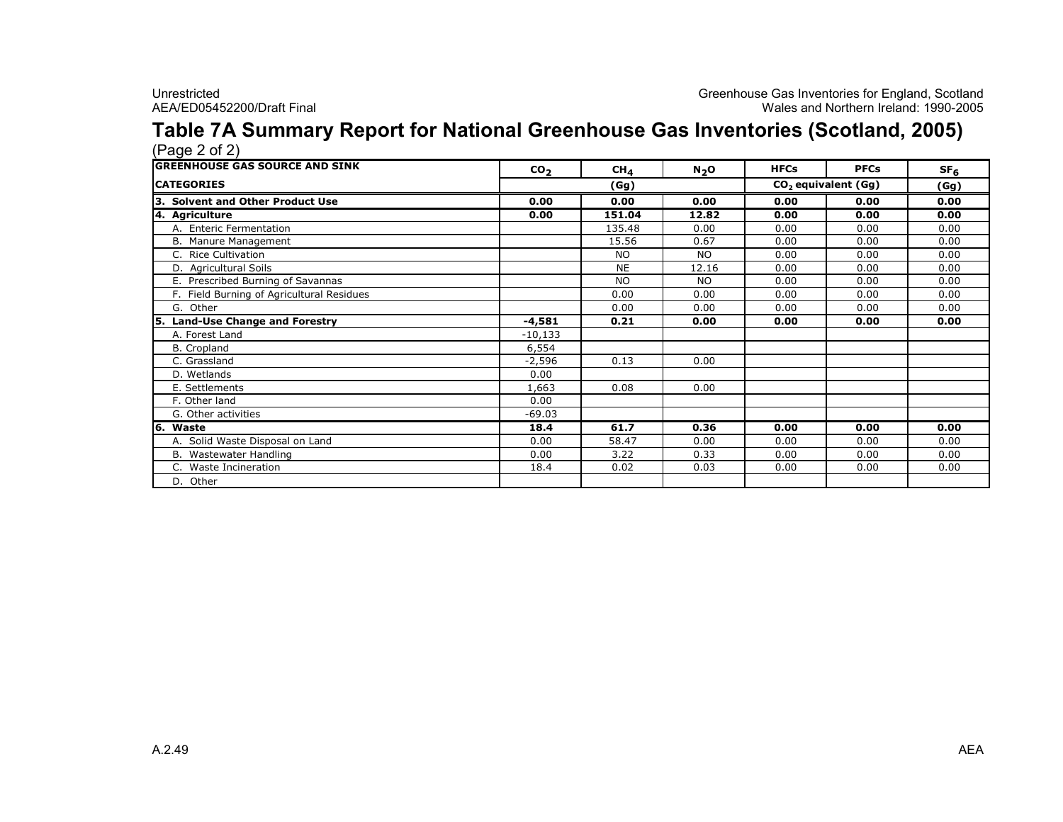# Table 7A Summary Report for National Greenhouse Gas Inventories (Scotland, 2005)

(Page 2 of 2)

| GREENHOUSE GAS SOURCE AND SINK | $CO_2$ | $CH_4$ | $N_2O$ | HFCs | PFCs | $SF_6$ |
|---|---|---|---|---|---|---|
| CATEGORIES | | (Gg) | | $CO_2$ equivalent (Gg) | | (Gg) |
| **3. Solvent and Other Product Use** | **0.00** | **0.00** | **0.00** | **0.00** | **0.00** | **0.00** |
| **4. Agriculture** | **0.00** | **151.04** | **12.82** | **0.00** | **0.00** | **0.00** |
| A. Enteric Fermentation | | 135.48 | 0.00 | 0.00 | 0.00 | 0.00 |
| B. Manure Management | | 15.56 | 0.67 | 0.00 | 0.00 | 0.00 |
| C. Rice Cultivation | | NO | NO | 0.00 | 0.00 | 0.00 |
| D. Agricultural Soils | | NE | 12.16 | 0.00 | 0.00 | 0.00 |
| E. Prescribed Burning of Savannas | | NO | NO | 0.00 | 0.00 | 0.00 |
| F. Field Burning of Agricultural Residues | | 0.00 | 0.00 | 0.00 | 0.00 | 0.00 |
| G. Other | | 0.00 | 0.00 | 0.00 | 0.00 | 0.00 |
| **5. Land-Use Change and Forestry** | **-4,581** | **0.21** | **0.00** | **0.00** | **0.00** | **0.00** |
| A. Forest Land | -10,133 | | | | | |
| B. Cropland | 6,554 | | | | | |
| C. Grassland | -2,596 | 0.13 | 0.00 | | | |
| D. Wetlands | 0.00 | | | | | |
| E. Settlements | 1,663 | 0.08 | 0.00 | | | |
| F. Other land | 0.00 | | | | | |
| G. Other activities | -69.03 | | | | | |
| **6. Waste** | **18.4** | **61.7** | **0.36** | **0.00** | **0.00** | **0.00** |
| A. Solid Waste Disposal on Land | 0.00 | 58.47 | 0.00 | 0.00 | 0.00 | 0.00 |
| B. Wastewater Handling | 0.00 | 3.22 | 0.33 | 0.00 | 0.00 | 0.00 |
| C. Waste Incineration | 18.4 | 0.02 | 0.03 | 0.00 | 0.00 | 0.00 |
| D. Other | | | | | | |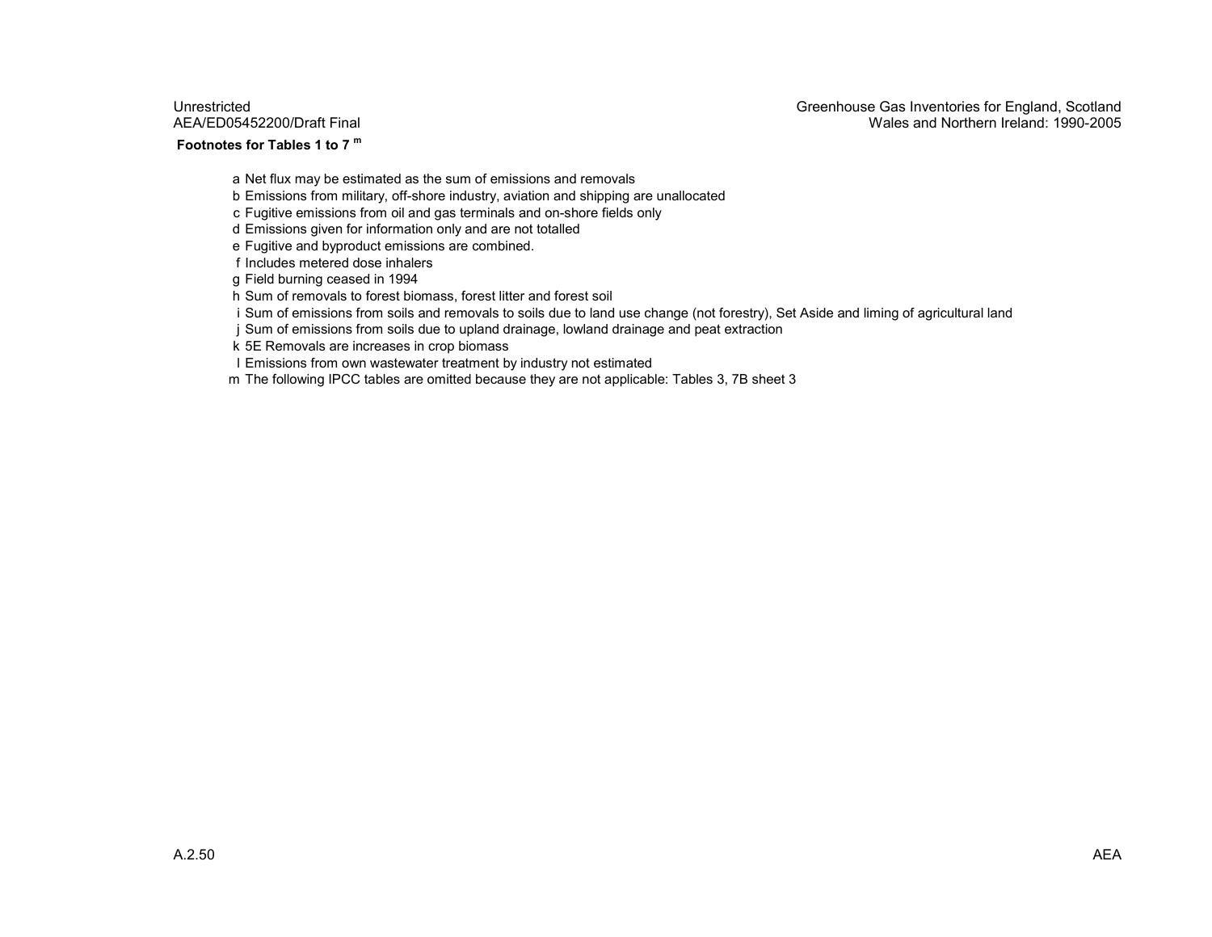**Footnotes for Tables 1 to 7 [m]**

a Net flux may be estimated as the sum of emissions and removals
b Emissions from military, off-shore industry, aviation and shipping are unallocated
c Fugitive emissions from oil and gas terminals and on-shore fields only
d Emissions given for information only and are not totalled
e Fugitive and byproduct emissions are combined.
f Includes metered dose inhalers
g Field burning ceased in 1994
h Sum of removals to forest biomass, forest litter and forest soil
i Sum of emissions from soils and removals to soils due to land use change (not forestry), Set Aside and liming of agricultural land
j Sum of emissions from soils due to upland drainage, lowland drainage and peat extraction
k 5E Removals are increases in crop biomass
l Emissions from own wastewater treatment by industry not estimated
m The following IPCC tables are omitted because they are not applicable: Tables 3, 7B sheet 3